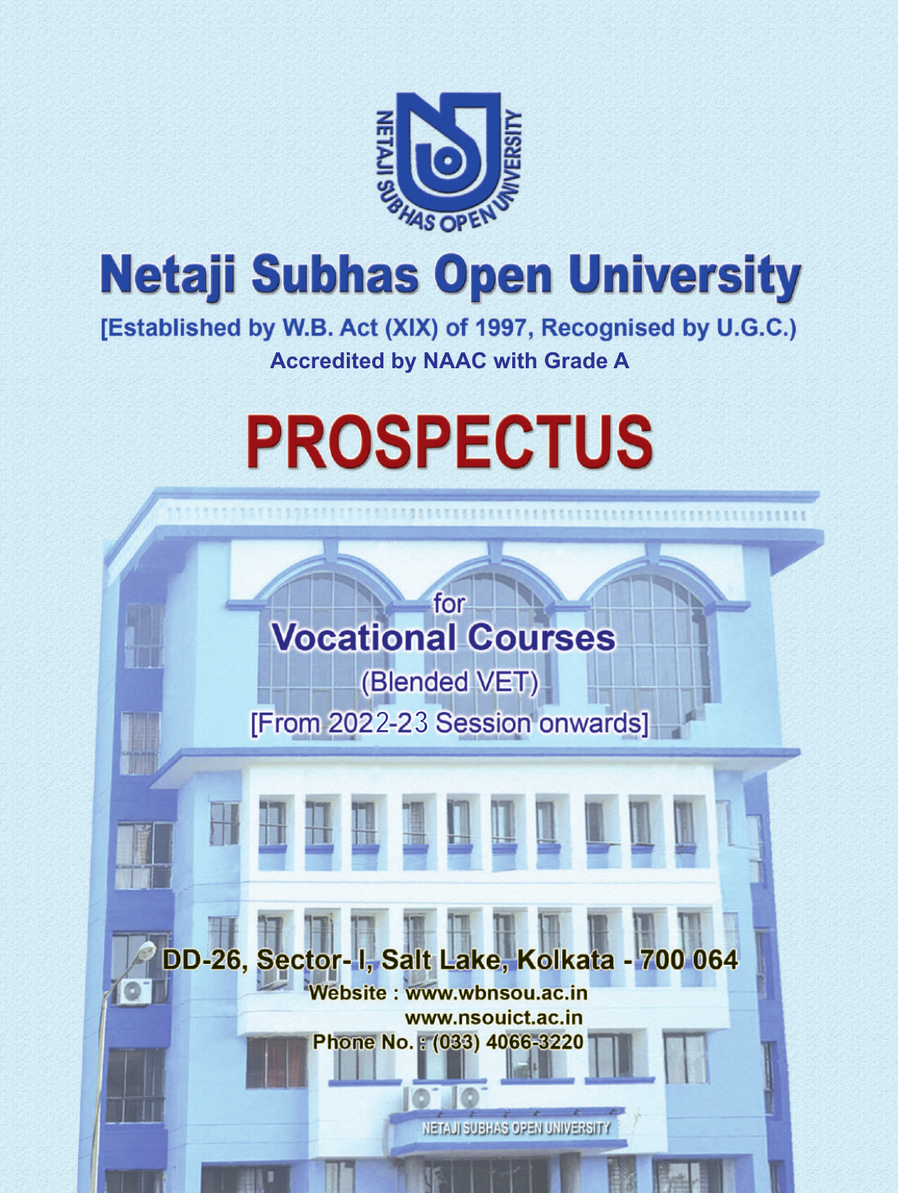# Netaji Subhas Open University

[Established by W.B. Act (XIX) of 1997, Recognised by U.G.C.)

**Accredited by NAAC with Grade A**

# PROSPECTUS

for

## Vocational Courses

(Blended VET)

[From 2022-23 Session onwards]

**DD-26, Sector- I, Salt Lake, Kolkata - 700 064**

**Website : www.wbnsou.ac.in**

**www.nsouict.ac.in**

**Phone No. : (033) 4066-3220**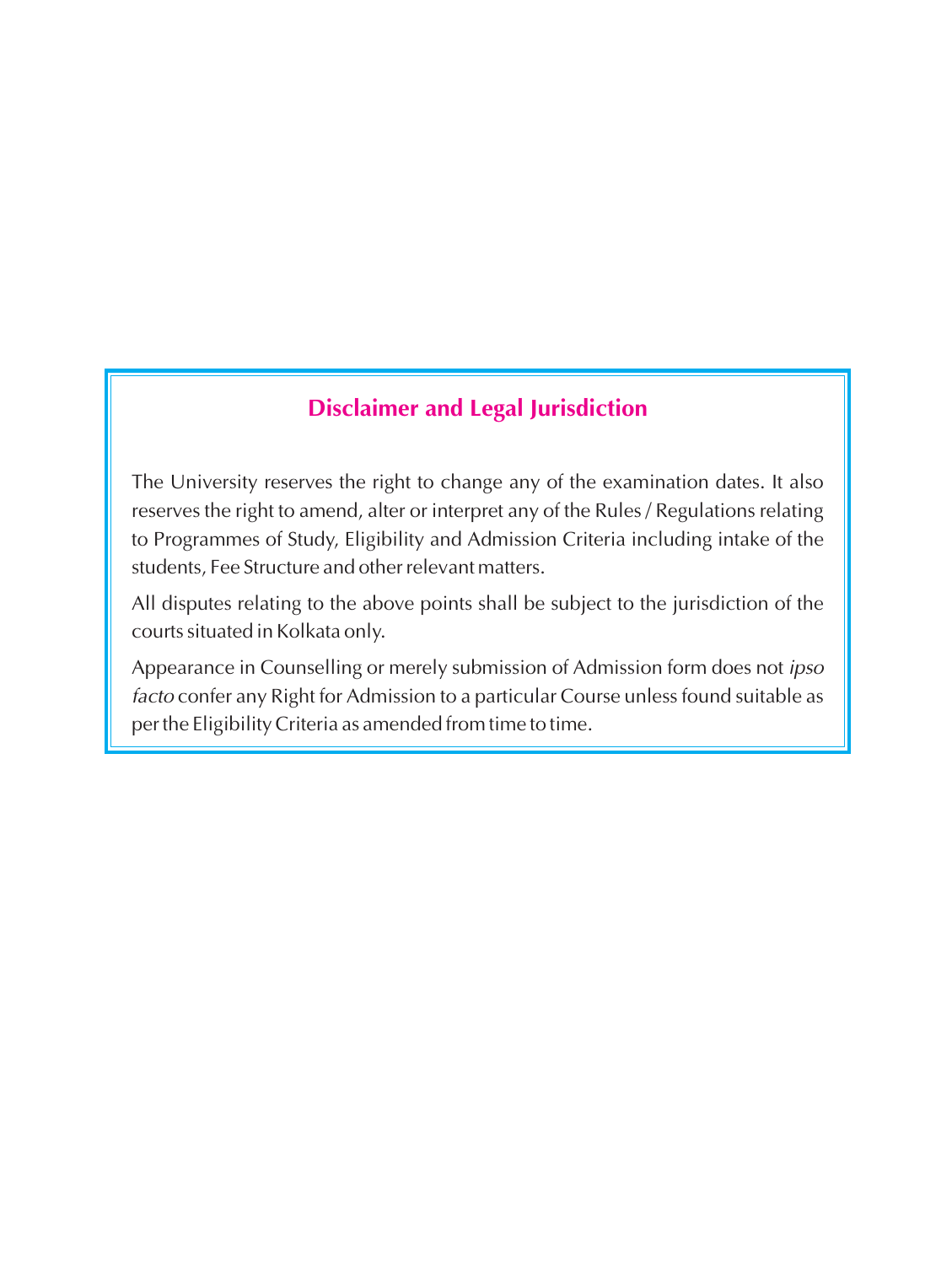## Disclaimer and Legal Jurisdiction

The University reserves the right to change any of the examination dates. It also reserves the right to amend, alter or interpret any of the Rules / Regulations relating to Programmes of Study, Eligibility and Admission Criteria including intake of the students, Fee Structure and other relevant matters.

All disputes relating to the above points shall be subject to the jurisdiction of the courts situated in Kolkata only.

Appearance in Counselling or merely submission of Admission form does not *ipso facto* confer any Right for Admission to a particular Course unless found suitable as per the Eligibility Criteria as amended from time to time.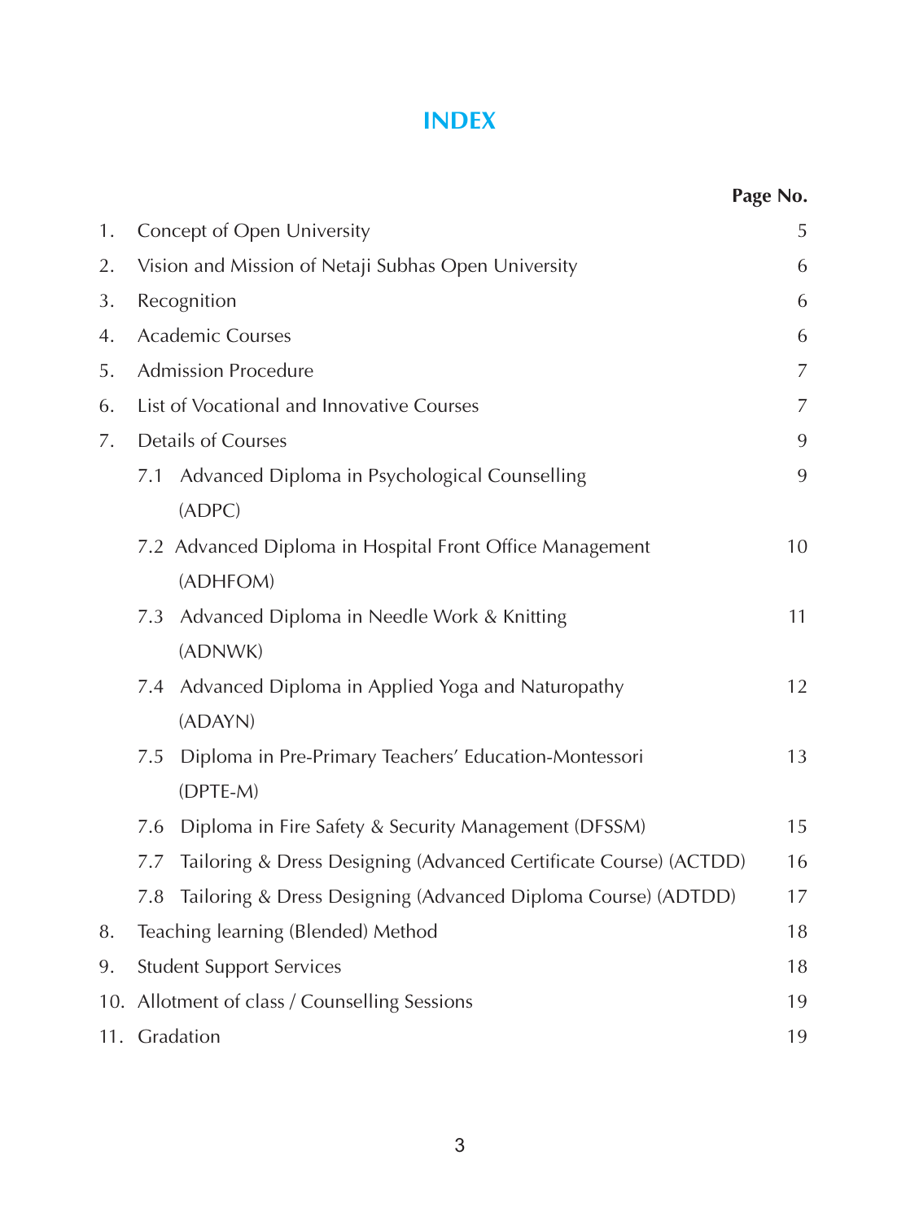# INDEX

| | | Page No. |
|---|---|---|
| 1. | Concept of Open University | 5 |
| 2. | Vision and Mission of Netaji Subhas Open University | 6 |
| 3. | Recognition | 6 |
| 4. | Academic Courses | 6 |
| 5. | Admission Procedure | 7 |
| 6. | List of Vocational and Innovative Courses | 7 |
| 7. | Details of Courses | 9 |
| | 7.1 Advanced Diploma in Psychological Counselling (ADPC) | 9 |
| | 7.2 Advanced Diploma in Hospital Front Office Management (ADHFOM) | 10 |
| | 7.3 Advanced Diploma in Needle Work & Knitting (ADNWK) | 11 |
| | 7.4 Advanced Diploma in Applied Yoga and Naturopathy (ADAYN) | 12 |
| | 7.5 Diploma in Pre-Primary Teachers' Education-Montessori (DPTE-M) | 13 |
| | 7.6 Diploma in Fire Safety & Security Management (DFSSM) | 15 |
| | 7.7 Tailoring & Dress Designing (Advanced Certificate Course) (ACTDD) | 16 |
| | 7.8 Tailoring & Dress Designing (Advanced Diploma Course) (ADTDD) | 17 |
| 8. | Teaching learning (Blended) Method | 18 |
| 9. | Student Support Services | 18 |
| 10. | Allotment of class / Counselling Sessions | 19 |
| 11. | Gradation | 19 |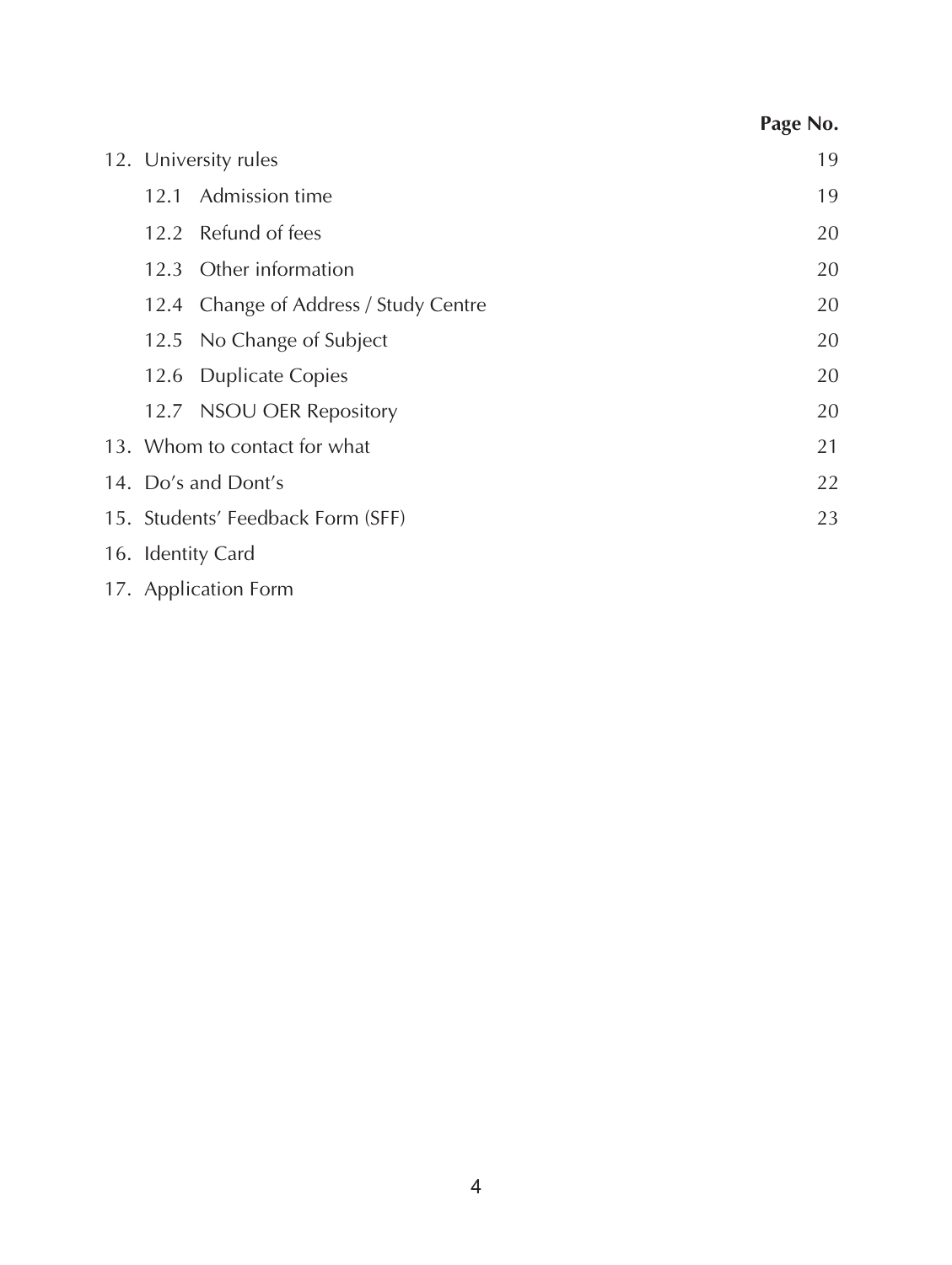| | Page No. |
|---|---|
| 12. University rules | 19 |
| 12.1 Admission time | 19 |
| 12.2 Refund of fees | 20 |
| 12.3 Other information | 20 |
| 12.4 Change of Address / Study Centre | 20 |
| 12.5 No Change of Subject | 20 |
| 12.6 Duplicate Copies | 20 |
| 12.7 NSOU OER Repository | 20 |
| 13. Whom to contact for what | 21 |
| 14. Do's and Dont's | 22 |
| 15. Students' Feedback Form (SFF) | 23 |
| 16. Identity Card | |
| 17. Application Form | |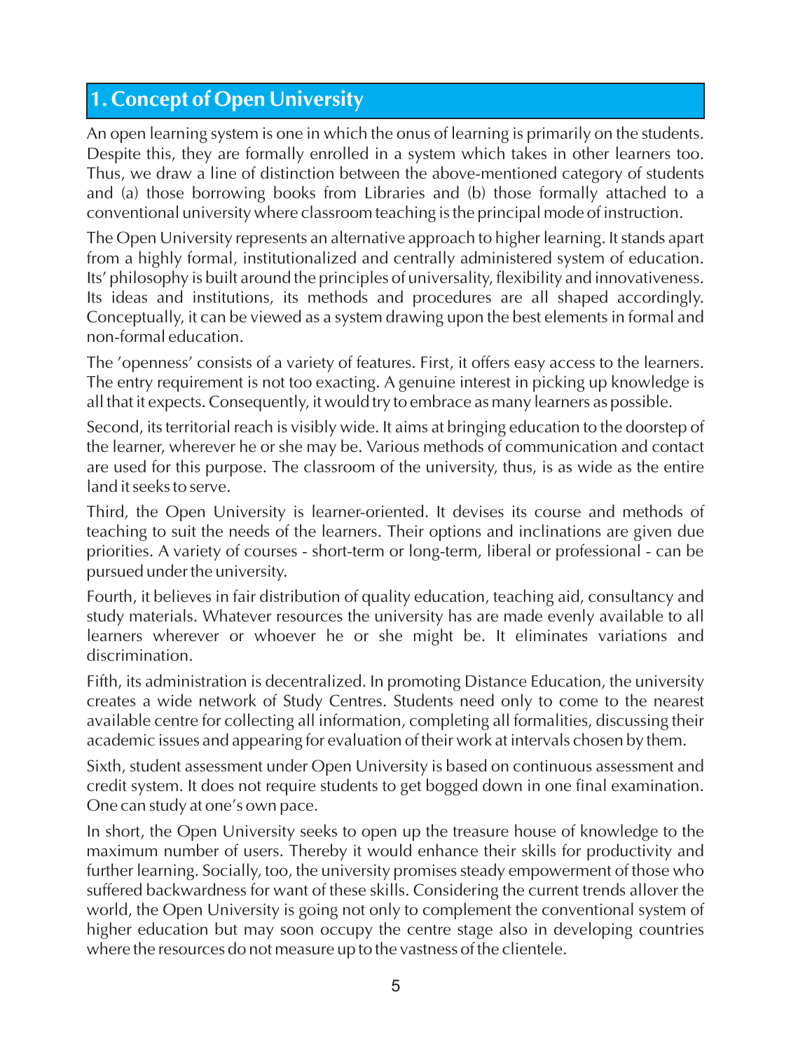## 1. Concept of Open University

An open learning system is one in which the onus of learning is primarily on the students. Despite this, they are formally enrolled in a system which takes in other learners too. Thus, we draw a line of distinction between the above-mentioned category of students and (a) those borrowing books from Libraries and (b) those formally attached to a conventional university where classroom teaching is the principal mode of instruction.

The Open University represents an alternative approach to higher learning. It stands apart from a highly formal, institutionalized and centrally administered system of education. Its' philosophy is built around the principles of universality, flexibility and innovativeness. Its ideas and institutions, its methods and procedures are all shaped accordingly. Conceptually, it can be viewed as a system drawing upon the best elements in formal and non-formal education.

The 'openness' consists of a variety of features. First, it offers easy access to the learners. The entry requirement is not too exacting. A genuine interest in picking up knowledge is all that it expects. Consequently, it would try to embrace as many learners as possible.

Second, its territorial reach is visibly wide. It aims at bringing education to the doorstep of the learner, wherever he or she may be. Various methods of communication and contact are used for this purpose. The classroom of the university, thus, is as wide as the entire land it seeks to serve.

Third, the Open University is learner-oriented. It devises its course and methods of teaching to suit the needs of the learners. Their options and inclinations are given due priorities. A variety of courses - short-term or long-term, liberal or professional - can be pursued under the university.

Fourth, it believes in fair distribution of quality education, teaching aid, consultancy and study materials. Whatever resources the university has are made evenly available to all learners wherever or whoever he or she might be. It eliminates variations and discrimination.

Fifth, its administration is decentralized. In promoting Distance Education, the university creates a wide network of Study Centres. Students need only to come to the nearest available centre for collecting all information, completing all formalities, discussing their academic issues and appearing for evaluation of their work at intervals chosen by them.

Sixth, student assessment under Open University is based on continuous assessment and credit system. It does not require students to get bogged down in one final examination. One can study at one's own pace.

In short, the Open University seeks to open up the treasure house of knowledge to the maximum number of users. Thereby it would enhance their skills for productivity and further learning. Socially, too, the university promises steady empowerment of those who suffered backwardness for want of these skills. Considering the current trends allover the world, the Open University is going not only to complement the conventional system of higher education but may soon occupy the centre stage also in developing countries where the resources do not measure up to the vastness of the clientele.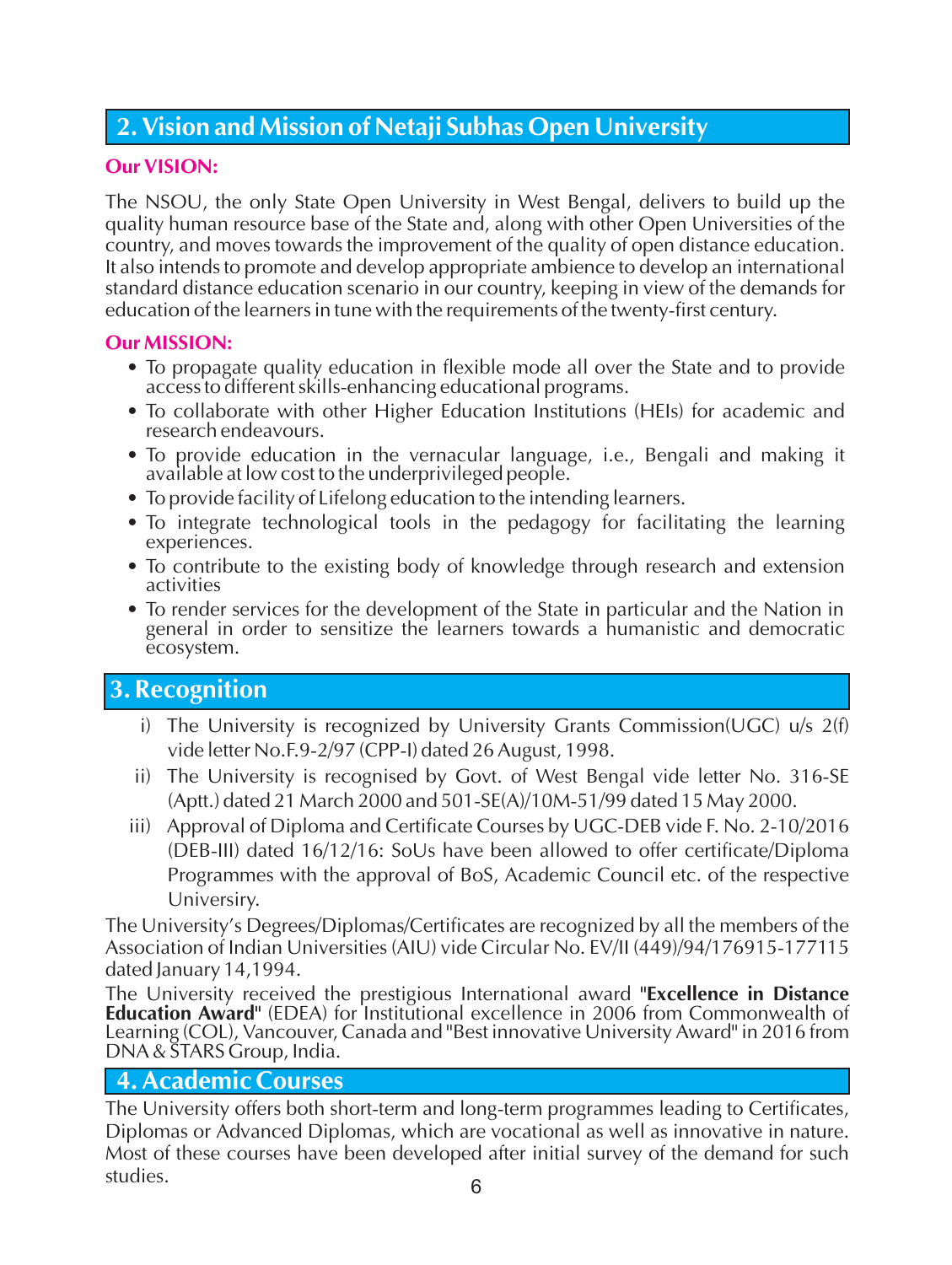## 2. Vision and Mission of Netaji Subhas Open University

**Our VISION:**

The NSOU, the only State Open University in West Bengal, delivers to build up the quality human resource base of the State and, along with other Open Universities of the country, and moves towards the improvement of the quality of open distance education. It also intends to promote and develop appropriate ambience to develop an international standard distance education scenario in our country, keeping in view of the demands for education of the learners in tune with the requirements of the twenty-first century.

**Our MISSION:**

- To propagate quality education in flexible mode all over the State and to provide access to different skills-enhancing educational programs.
- To collaborate with other Higher Education Institutions (HEIs) for academic and research endeavours.
- To provide education in the vernacular language, i.e., Bengali and making it available at low cost to the underprivileged people.
- To provide facility of Lifelong education to the intending learners.
- To integrate technological tools in the pedagogy for facilitating the learning experiences.
- To contribute to the existing body of knowledge through research and extension activities
- To render services for the development of the State in particular and the Nation in general in order to sensitize the learners towards a humanistic and democratic ecosystem.

## 3. Recognition

i) The University is recognized by University Grants Commission(UGC) u/s 2(f) vide letter No.F.9-2/97 (CPP-I) dated 26 August, 1998.

ii) The University is recognised by Govt. of West Bengal vide letter No. 316-SE (Aptt.) dated 21 March 2000 and 501-SE(A)/10M-51/99 dated 15 May 2000.

iii) Approval of Diploma and Certificate Courses by UGC-DEB vide F. No. 2-10/2016 (DEB-III) dated 16/12/16: SoUs have been allowed to offer certificate/Diploma Programmes with the approval of BoS, Academic Council etc. of the respective University.

The University's Degrees/Diplomas/Certificates are recognized by all the members of the Association of Indian Universities (AIU) vide Circular No. EV/II (449)/94/176915-177115 dated January 14,1994.

The University received the prestigious International award "**Excellence in Distance Education Award**" (EDEA) for Institutional excellence in 2006 from Commonwealth of Learning (COL), Vancouver, Canada and "Best innovative University Award" in 2016 from DNA & STARS Group, India.

## 4. Academic Courses

The University offers both short-term and long-term programmes leading to Certificates, Diplomas or Advanced Diplomas, which are vocational as well as innovative in nature. Most of these courses have been developed after initial survey of the demand for such studies.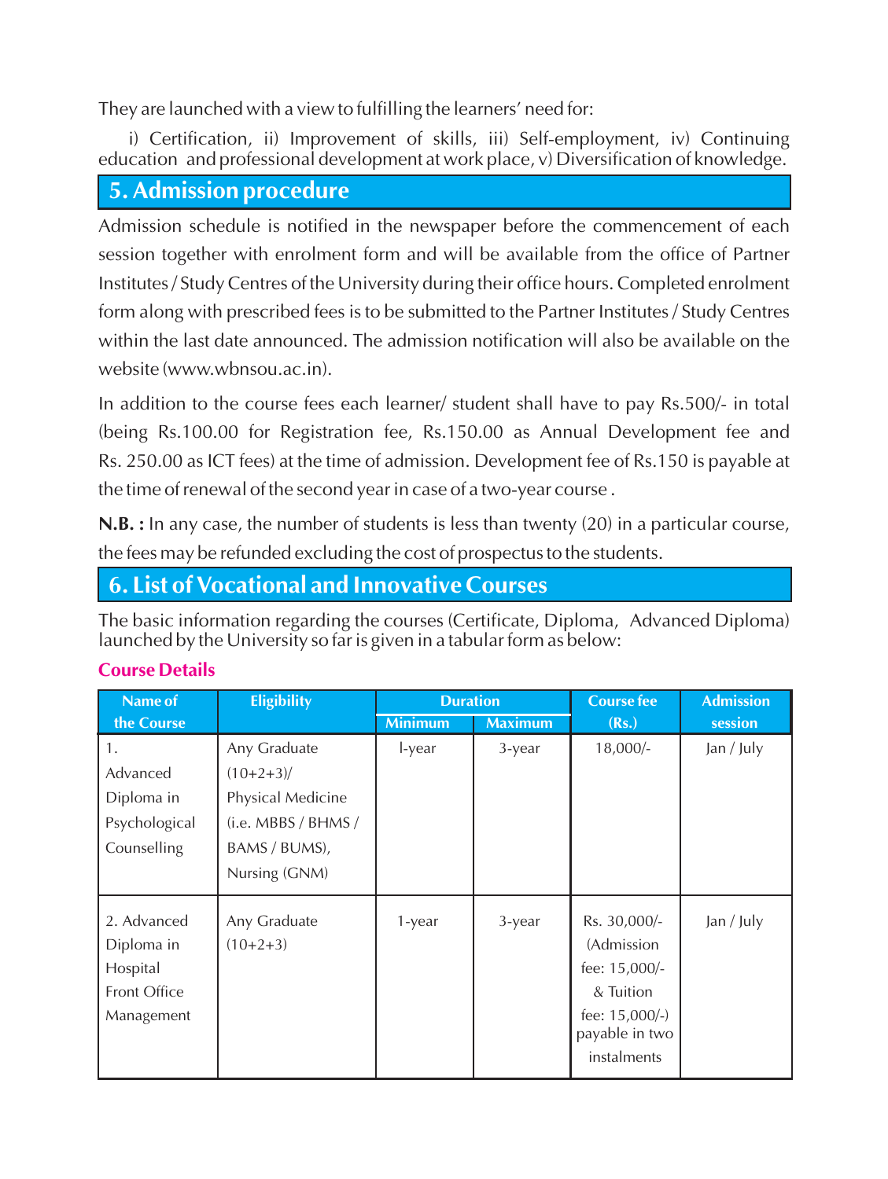They are launched with a view to fulfilling the learners' need for:

i) Certification, ii) Improvement of skills, iii) Self-employment, iv) Continuing education and professional development at work place, v) Diversification of knowledge.

## 5. Admission procedure

Admission schedule is notified in the newspaper before the commencement of each session together with enrolment form and will be available from the office of Partner Institutes / Study Centres of the University during their office hours. Completed enrolment form along with prescribed fees is to be submitted to the Partner Institutes / Study Centres within the last date announced. The admission notification will also be available on the website (www.wbnsou.ac.in).

In addition to the course fees each learner/ student shall have to pay Rs.500/- in total (being Rs.100.00 for Registration fee, Rs.150.00 as Annual Development fee and Rs. 250.00 as ICT fees) at the time of admission. Development fee of Rs.150 is payable at the time of renewal of the second year in case of a two-year course .

**N.B. :** In any case, the number of students is less than twenty (20) in a particular course, the fees may be refunded excluding the cost of prospectus to the students.

## 6. List of Vocational and Innovative Courses

The basic information regarding the courses (Certificate, Diploma, Advanced Diploma) launched by the University so far is given in a tabular form as below:

### Course Details

| Name of the Course | Eligibility | Duration | | Course fee (Rs.) | Admission session |
|---|---|---|---|---|---|
| | | Minimum | Maximum | | |
| 1. Advanced Diploma in Psychological Counselling | Any Graduate (10+2+3)/ Physical Medicine (i.e. MBBS / BHMS / BAMS / BUMS), Nursing (GNM) | l-year | 3-year | 18,000/- | Jan / July |
| 2. Advanced Diploma in Hospital Front Office Management | Any Graduate (10+2+3) | 1-year | 3-year | Rs. 30,000/- (Admission fee: 15,000/- & Tuition fee: 15,000/-) payable in two instalments | Jan / July |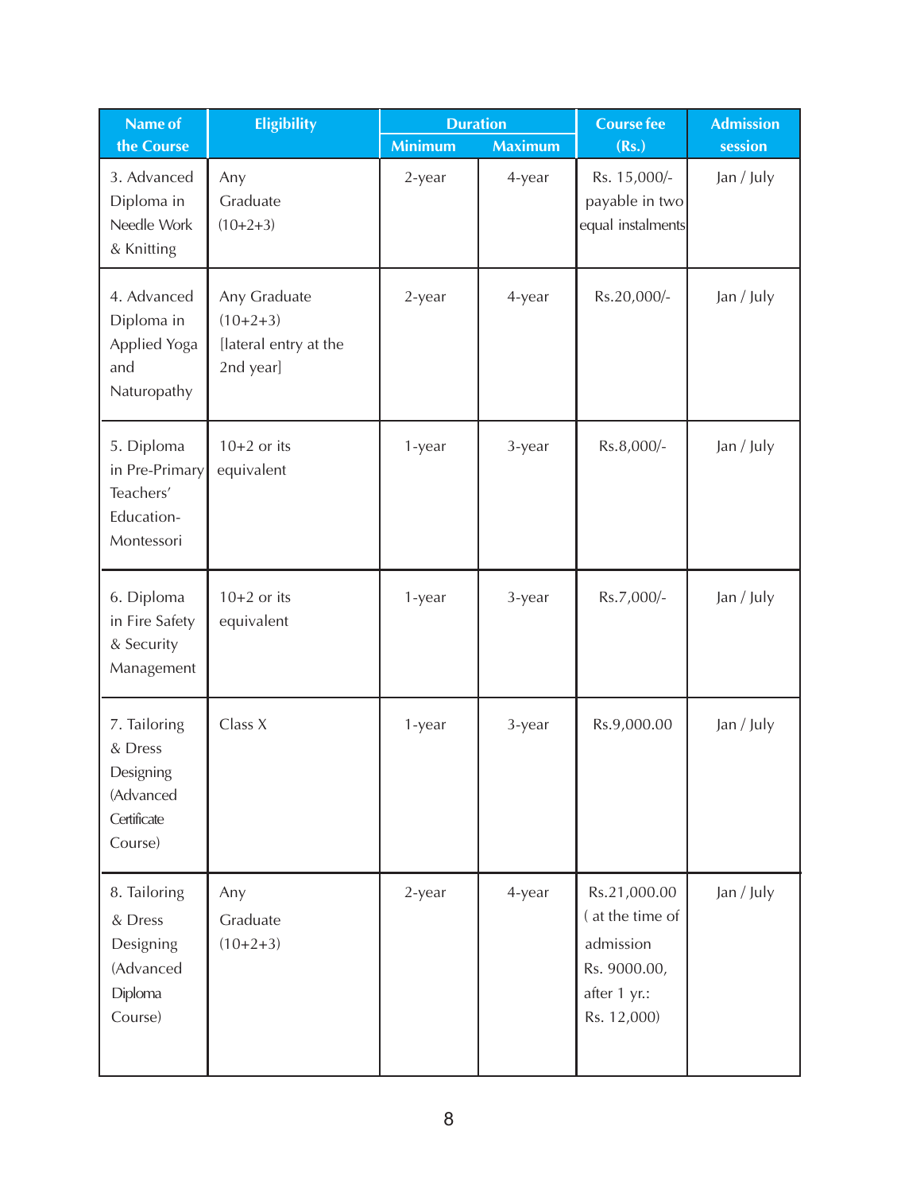| Name of the Course | Eligibility | Duration | | Course fee (Rs.) | Admission session |
|---|---|---|---|---|---|
| | | Minimum | Maximum | | |
| 3. Advanced Diploma in Needle Work & Knitting | Any Graduate (10+2+3) | 2-year | 4-year | Rs. 15,000/- payable in two equal instalments | Jan / July |
| 4. Advanced Diploma in Applied Yoga and Naturopathy | Any Graduate (10+2+3) [lateral entry at the 2nd year] | 2-year | 4-year | Rs.20,000/- | Jan / July |
| 5. Diploma in Pre-Primary Teachers' Education-Montessori | 10+2 or its equivalent | 1-year | 3-year | Rs.8,000/- | Jan / July |
| 6. Diploma in Fire Safety & Security Management | 10+2 or its equivalent | 1-year | 3-year | Rs.7,000/- | Jan / July |
| 7. Tailoring & Dress Designing (Advanced Certificate Course) | Class X | 1-year | 3-year | Rs.9,000.00 | Jan / July |
| 8. Tailoring & Dress Designing (Advanced Diploma Course) | Any Graduate (10+2+3) | 2-year | 4-year | Rs.21,000.00 ( at the time of admission Rs. 9000.00, after 1 yr.: Rs. 12,000) | Jan / July |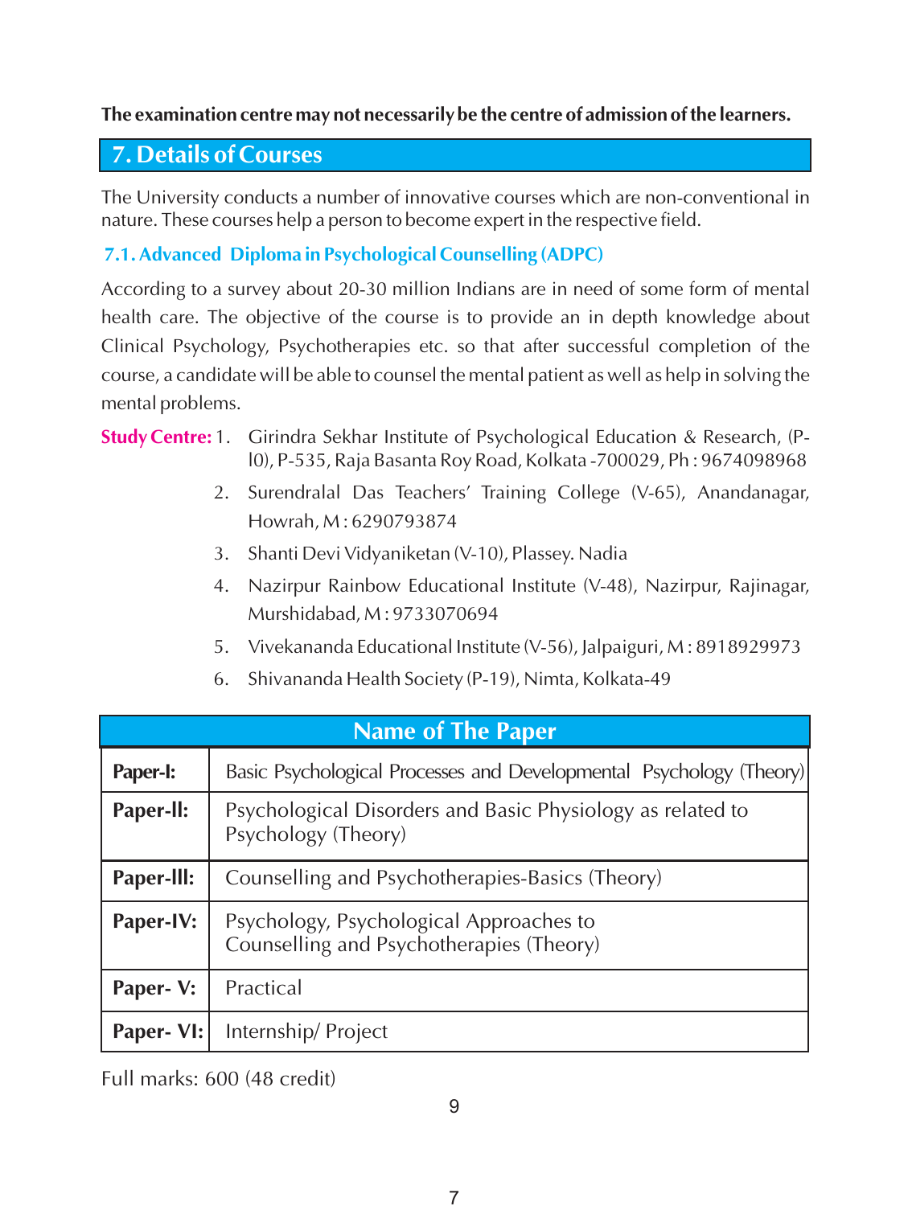**The examination centre may not necessarily be the centre of admission of the learners.**

## 7. Details of Courses

The University conducts a number of innovative courses which are non-conventional in nature. These courses help a person to become expert in the respective field.

### 7.1. Advanced Diploma in Psychological Counselling (ADPC)

According to a survey about 20-30 million Indians are in need of some form of mental health care. The objective of the course is to provide an in depth knowledge about Clinical Psychology, Psychotherapies etc. so that after successful completion of the course, a candidate will be able to counsel the mental patient as well as help in solving the mental problems.

**Study Centre:**

1. Girindra Sekhar Institute of Psychological Education & Research, (P-l0), P-535, Raja Basanta Roy Road, Kolkata -700029, Ph : 9674098968
2. Surendralal Das Teachers' Training College (V-65), Anandanagar, Howrah, M : 6290793874
3. Shanti Devi Vidyaniketan (V-10), Plassey. Nadia
4. Nazirpur Rainbow Educational Institute (V-48), Nazirpur, Rajinagar, Murshidabad, M : 9733070694
5. Vivekananda Educational Institute (V-56), Jalpaiguri, M : 8918929973
6. Shivananda Health Society (P-19), Nimta, Kolkata-49

| Name of The Paper | |
|---|---|
| **Paper-I:** | Basic Psychological Processes and Developmental Psychology (Theory) |
| **Paper-II:** | Psychological Disorders and Basic Physiology as related to Psychology (Theory) |
| **Paper-III:** | Counselling and Psychotherapies-Basics (Theory) |
| **Paper-IV:** | Psychology, Psychological Approaches to Counselling and Psychotherapies (Theory) |
| **Paper- V:** | Practical |
| **Paper- VI:** | Internship/ Project |

Full marks: 600 (48 credit)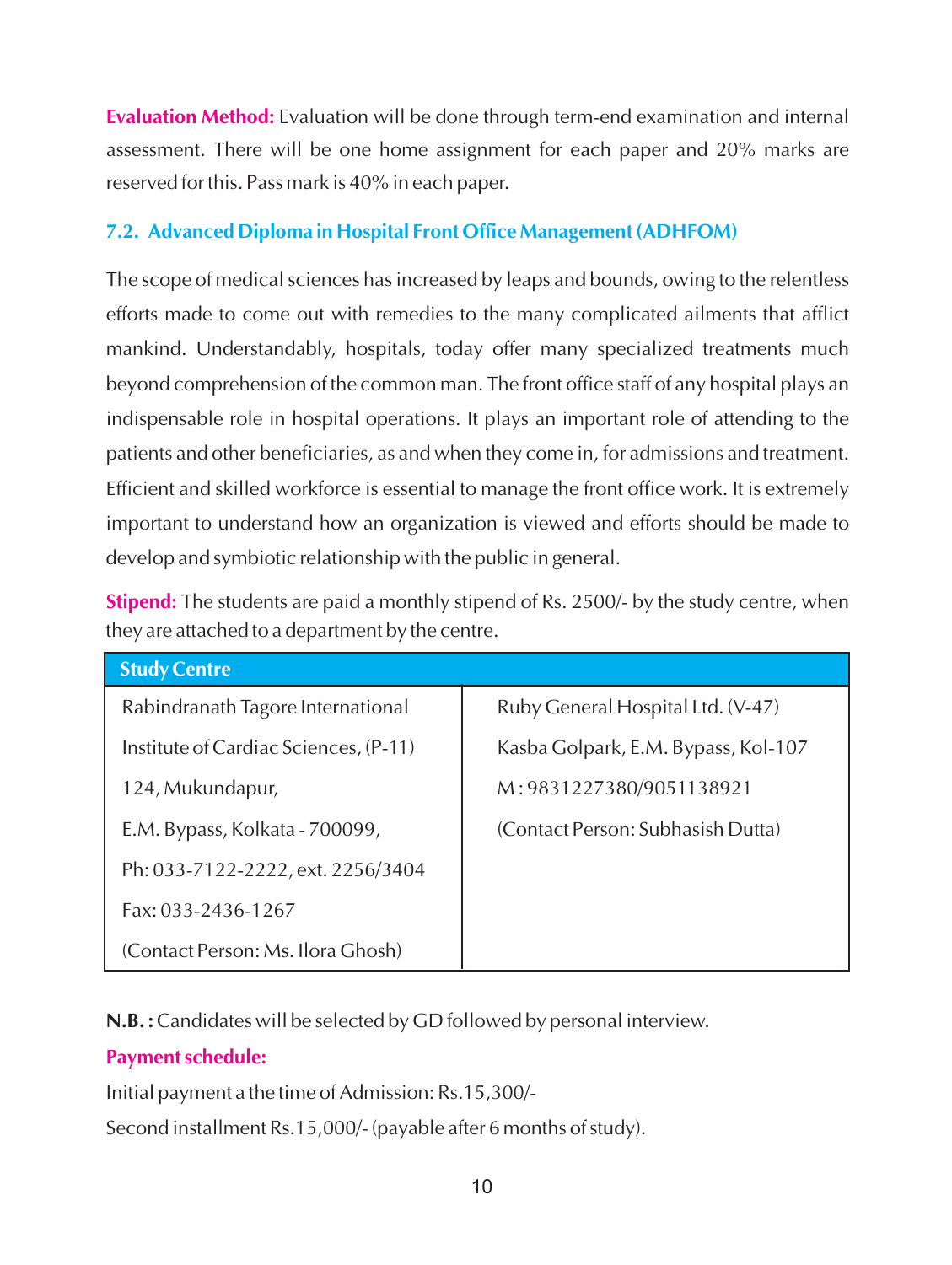**Evaluation Method:** Evaluation will be done through term-end examination and internal assessment. There will be one home assignment for each paper and 20% marks are reserved for this. Pass mark is 40% in each paper.

### 7.2. Advanced Diploma in Hospital Front Office Management (ADHFOM)

The scope of medical sciences has increased by leaps and bounds, owing to the relentless efforts made to come out with remedies to the many complicated ailments that afflict mankind. Understandably, hospitals, today offer many specialized treatments much beyond comprehension of the common man. The front office staff of any hospital plays an indispensable role in hospital operations. It plays an important role of attending to the patients and other beneficiaries, as and when they come in, for admissions and treatment. Efficient and skilled workforce is essential to manage the front office work. It is extremely important to understand how an organization is viewed and efforts should be made to develop and symbiotic relationship with the public in general.

**Stipend:** The students are paid a monthly stipend of Rs. 2500/- by the study centre, when they are attached to a department by the centre.

| Study Centre | |
|---|---|
| Rabindranath Tagore International<br>Institute of Cardiac Sciences, (P-11)<br>124, Mukundapur,<br>E.M. Bypass, Kolkata - 700099,<br>Ph: 033-7122-2222, ext. 2256/3404<br>Fax: 033-2436-1267<br>(Contact Person: Ms. Ilora Ghosh) | Ruby General Hospital Ltd. (V-47)<br>Kasba Golpark, E.M. Bypass, Kol-107<br>M : 9831227380/9051138921<br>(Contact Person: Subhasish Dutta) |

**N.B. :** Candidates will be selected by GD followed by personal interview.

**Payment schedule:**

Initial payment a the time of Admission: Rs.15,300/-

Second installment Rs.15,000/- (payable after 6 months of study).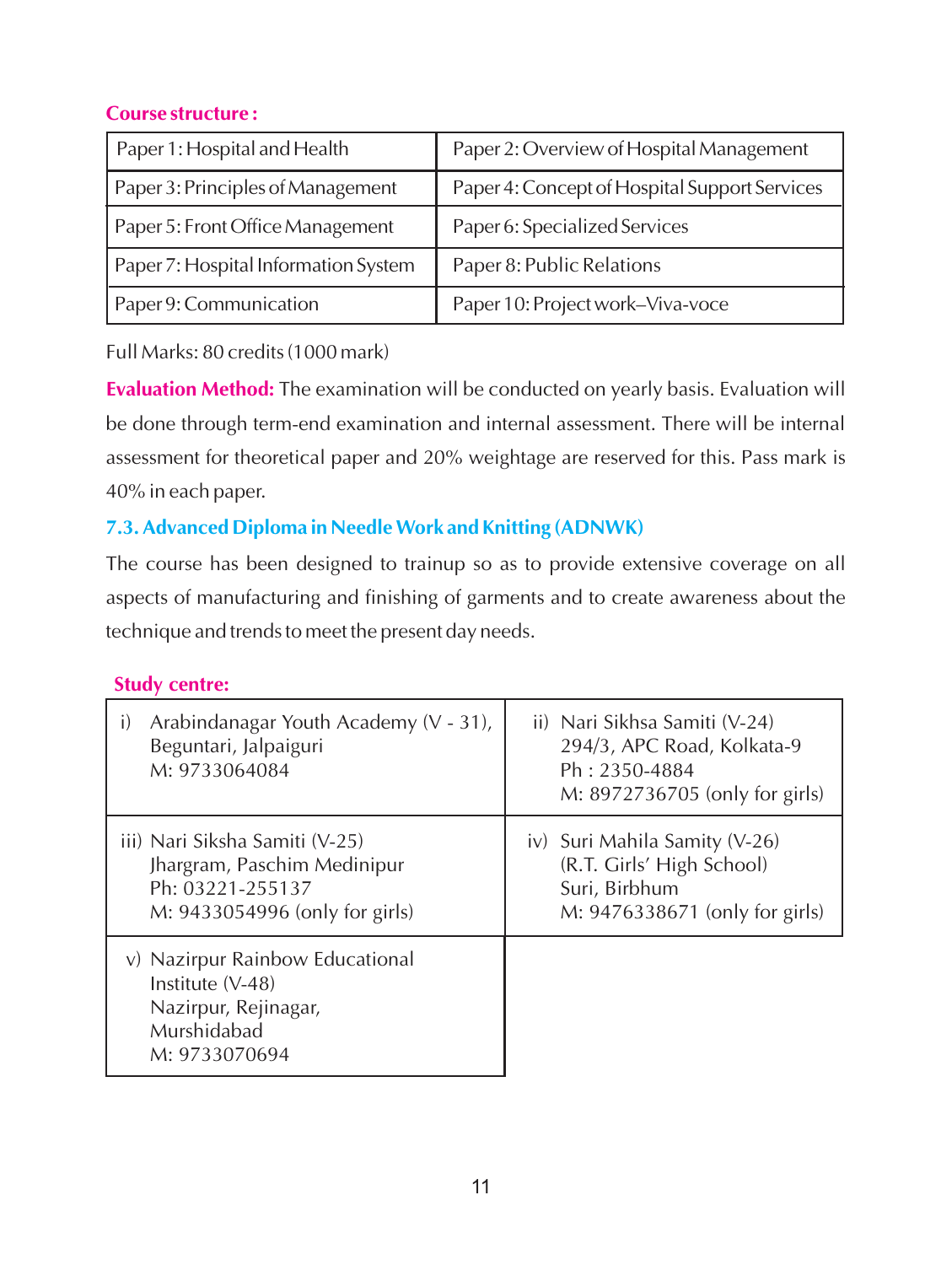**Course structure :**

| Paper 1: Hospital and Health | Paper 2: Overview of Hospital Management |
|---|---|
| Paper 3: Principles of Management | Paper 4: Concept of Hospital Support Services |
| Paper 5: Front Office Management | Paper 6: Specialized Services |
| Paper 7: Hospital Information System | Paper 8: Public Relations |
| Paper 9: Communication | Paper 10: Project work–Viva-voce |

Full Marks: 80 credits (1000 mark)

**Evaluation Method:** The examination will be conducted on yearly basis. Evaluation will be done through term-end examination and internal assessment. There will be internal assessment for theoretical paper and 20% weightage are reserved for this. Pass mark is 40% in each paper.

### 7.3. Advanced Diploma in Needle Work and Knitting (ADNWK)

The course has been designed to trainup so as to provide extensive coverage on all aspects of manufacturing and finishing of garments and to create awareness about the technique and trends to meet the present day needs.

**Study centre:**

| | |
|---|---|
| i) Arabindanagar Youth Academy (V - 31), Beguntari, Jalpaiguri M: 9733064084 | ii) Nari Sikhsa Samiti (V-24) 294/3, APC Road, Kolkata-9 Ph : 2350-4884 M: 8972736705 (only for girls) |
| iii) Nari Siksha Samiti (V-25) Jhargram, Paschim Medinipur Ph: 03221-255137 M: 9433054996 (only for girls) | iv) Suri Mahila Samity (V-26) (R.T. Girls' High School) Suri, Birbhum M: 9476338671 (only for girls) |
| v) Nazirpur Rainbow Educational Institute (V-48) Nazirpur, Rejinagar, Murshidabad M: 9733070694 | |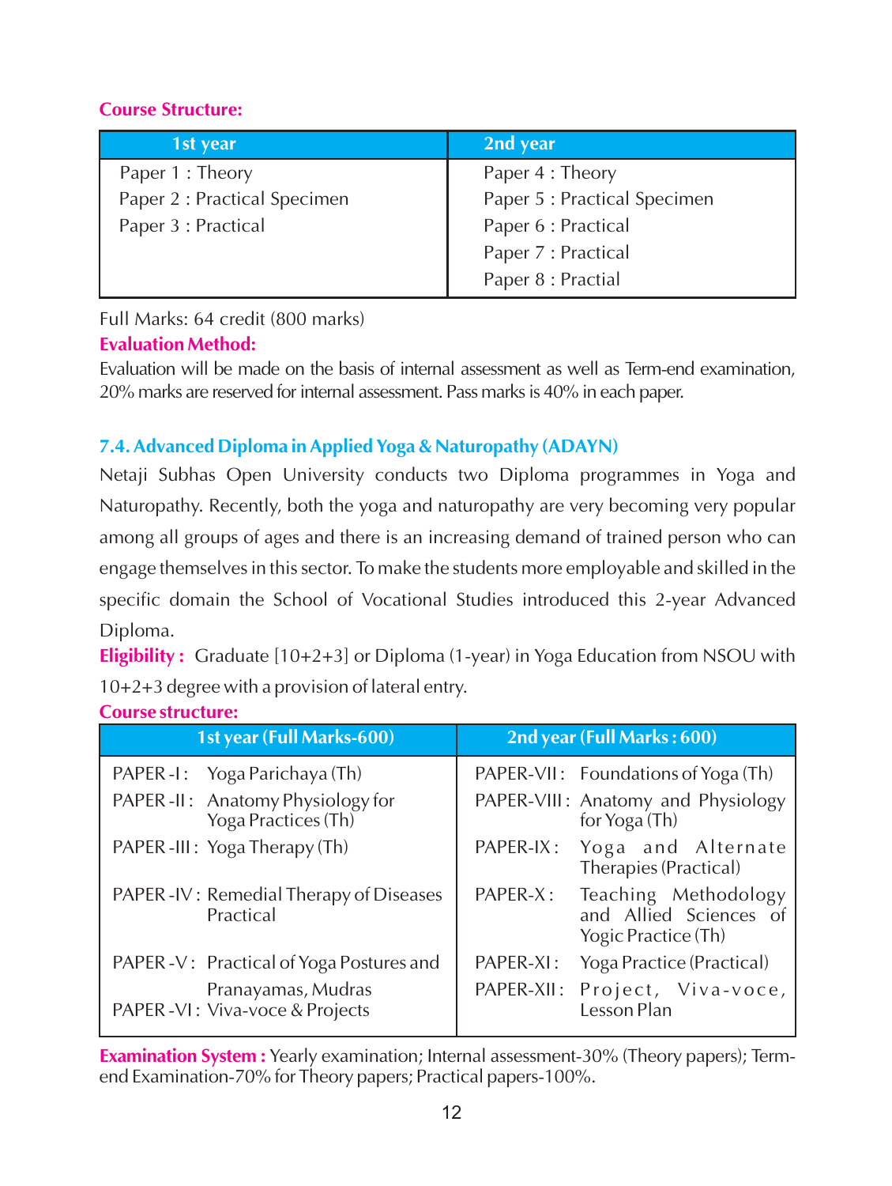**Course Structure:**

| 1st year | 2nd year |
|---|---|
| Paper 1 : Theory<br>Paper 2 : Practical Specimen<br>Paper 3 : Practical | Paper 4 : Theory<br>Paper 5 : Practical Specimen<br>Paper 6 : Practical<br>Paper 7 : Practical<br>Paper 8 : Practial |

Full Marks: 64 credit (800 marks)

**Evaluation Method:**

Evaluation will be made on the basis of internal assessment as well as Term-end examination, 20% marks are reserved for internal assessment. Pass marks is 40% in each paper.

### 7.4. Advanced Diploma in Applied Yoga & Naturopathy (ADAYN)

Netaji Subhas Open University conducts two Diploma programmes in Yoga and Naturopathy. Recently, both the yoga and naturopathy are very becoming very popular among all groups of ages and there is an increasing demand of trained person who can engage themselves in this sector. To make the students more employable and skilled in the specific domain the School of Vocational Studies introduced this 2-year Advanced Diploma.

**Eligibility :** Graduate [10+2+3] or Diploma (1-year) in Yoga Education from NSOU with 10+2+3 degree with a provision of lateral entry.

**Course structure:**

| 1st year (Full Marks-600) | 2nd year (Full Marks : 600) |
|---|---|
| PAPER -I : Yoga Parichaya (Th) | PAPER-VII : Foundations of Yoga (Th) |
| PAPER -II : Anatomy Physiology for Yoga Practices (Th) | PAPER-VIII : Anatomy and Physiology for Yoga (Th) |
| PAPER -III : Yoga Therapy (Th) | PAPER-IX : Yoga and Alternate Therapies (Practical) |
| PAPER -IV : Remedial Therapy of Diseases Practical | PAPER-X : Teaching Methodology and Allied Sciences of Yogic Practice (Th) |
| PAPER -V : Practical of Yoga Postures and Pranayamas, Mudras | PAPER-XI : Yoga Practice (Practical) |
| PAPER -VI : Viva-voce & Projects | PAPER-XII : Project, Viva-voce, Lesson Plan |

**Examination System :** Yearly examination; Internal assessment-30% (Theory papers); Term-end Examination-70% for Theory papers; Practical papers-100%.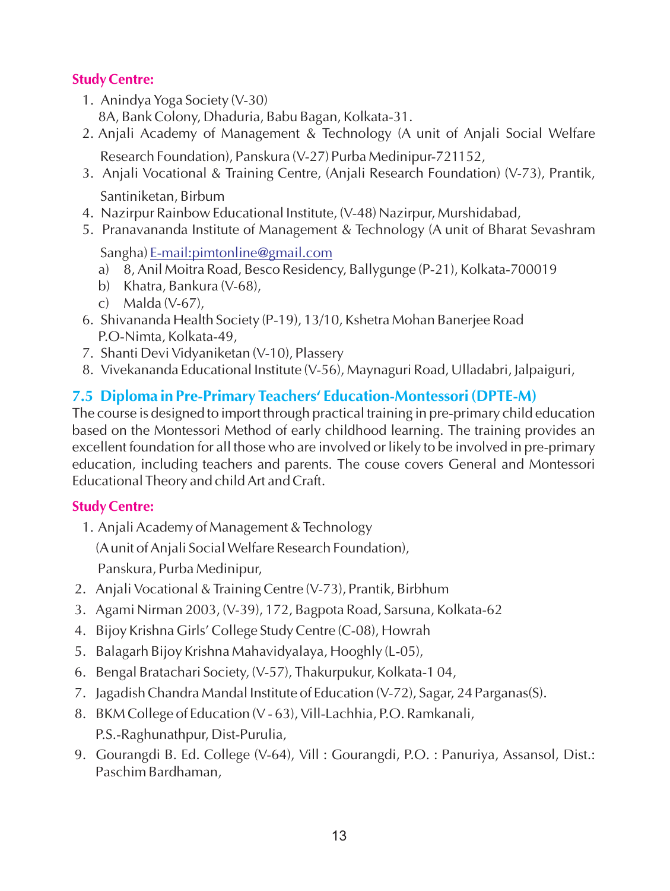**Study Centre:**

1. Anindya Yoga Society (V-30)
   8A, Bank Colony, Dhaduria, Babu Bagan, Kolkata-31.
2. Anjali Academy of Management & Technology (A unit of Anjali Social Welfare Research Foundation), Panskura (V-27) Purba Medinipur-721152,
3. Anjali Vocational & Training Centre, (Anjali Research Foundation) (V-73), Prantik, Santiniketan, Birbum
4. Nazirpur Rainbow Educational Institute, (V-48) Nazirpur, Murshidabad,
5. Pranavananda Institute of Management & Technology (A unit of Bharat Sevashram Sangha) E-mail:pimtonline@gmail.com
   a) 8, Anil Moitra Road, Besco Residency, Ballygunge (P-21), Kolkata-700019
   b) Khatra, Bankura (V-68),
   c) Malda (V-67),
6. Shivananda Health Society (P-19), 13/10, Kshetra Mohan Banerjee Road
   P.O-Nimta, Kolkata-49,
7. Shanti Devi Vidyaniketan (V-10), Plassery
8. Vivekananda Educational Institute (V-56), Maynaguri Road, Ulladabri, Jalpaiguri,

## 7.5 Diploma in Pre-Primary Teachers' Education-Montessori (DPTE-M)

The course is designed to import through practical training in pre-primary child education based on the Montessori Method of early childhood learning. The training provides an excellent foundation for all those who are involved or likely to be involved in pre-primary education, including teachers and parents. The couse covers General and Montessori Educational Theory and child Art and Craft.

**Study Centre:**

1. Anjali Academy of Management & Technology
   (A unit of Anjali Social Welfare Research Foundation),
   Panskura, Purba Medinipur,
2. Anjali Vocational & Training Centre (V-73), Prantik, Birbhum
3. Agami Nirman 2003, (V-39), 172, Bagpota Road, Sarsuna, Kolkata-62
4. Bijoy Krishna Girls' College Study Centre (C-08), Howrah
5. Balagarh Bijoy Krishna Mahavidyalaya, Hooghly (L-05),
6. Bengal Bratachari Society, (V-57), Thakurpukur, Kolkata-1 04,
7. Jagadish Chandra Mandal Institute of Education (V-72), Sagar, 24 Parganas(S).
8. BKM College of Education (V - 63), Vill-Lachhia, P.O. Ramkanali,
   P.S.-Raghunathpur, Dist-Purulia,
9. Gourangdi B. Ed. College (V-64), Vill : Gourangdi, P.O. : Panuriya, Assansol, Dist.: Paschim Bardhaman,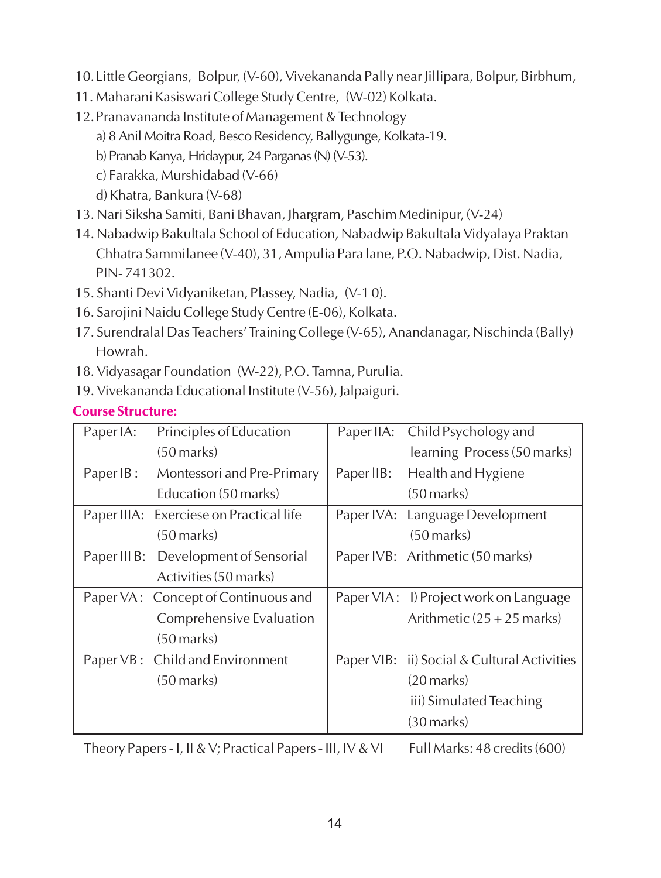10. Little Georgians, Bolpur, (V-60), Vivekananda Pally near Jillipara, Bolpur, Birbhum,
11. Maharani Kasiswari College Study Centre, (W-02) Kolkata.
12. Pranavananda Institute of Management & Technology
    a) 8 Anil Moitra Road, Besco Residency, Ballygunge, Kolkata-19.
    b) Pranab Kanya, Hridaypur, 24 Parganas (N) (V-53).
    c) Farakka, Murshidabad (V-66)
    d) Khatra, Bankura (V-68)
13. Nari Siksha Samiti, Bani Bhavan, Jhargram, Paschim Medinipur, (V-24)
14. Nabadwip Bakultala School of Education, Nabadwip Bakultala Vidyalaya Praktan Chhatra Sammilanee (V-40), 31, Ampulia Para lane, P.O. Nabadwip, Dist. Nadia, PIN- 741302.
15. Shanti Devi Vidyaniketan, Plassey, Nadia, (V-1 0).
16. Sarojini Naidu College Study Centre (E-06), Kolkata.
17. Surendralal Das Teachers' Training College (V-65), Anandanagar, Nischinda (Bally) Howrah.
18. Vidyasagar Foundation (W-22), P.O. Tamna, Purulia.
19. Vivekananda Educational Institute (V-56), Jalpaiguri.

**Course Structure:**

| | | | |
|---|---|---|---|
| Paper IA: | Principles of Education (50 marks) | Paper IIA: | Child Psychology and learning Process (50 marks) |
| Paper IB : | Montessori and Pre-Primary Education (50 marks) | Paper IIB: | Health and Hygiene (50 marks) |
| Paper IIIA: | Exerciese on Practical life (50 marks) | Paper IVA: | Language Development (50 marks) |
| Paper III B: | Development of Sensorial Activities (50 marks) | Paper IVB: | Arithmetic (50 marks) |
| Paper VA : | Concept of Continuous and Comprehensive Evaluation (50 marks) | Paper VIA : | I) Project work on Language Arithmetic (25 + 25 marks) |
| Paper VB : | Child and Environment (50 marks) | Paper VIB: | ii) Social & Cultural Activities (20 marks) iii) Simulated Teaching (30 marks) |

Theory Papers - I, II & V; Practical Papers - III, IV & VI    Full Marks: 48 credits (600)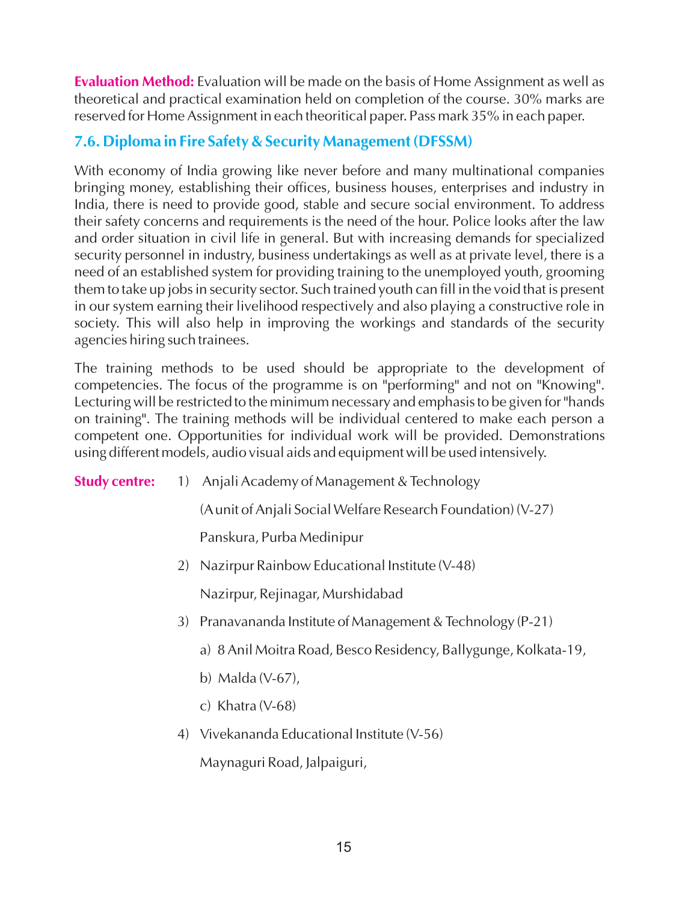**Evaluation Method:** Evaluation will be made on the basis of Home Assignment as well as theoretical and practical examination held on completion of the course. 30% marks are reserved for Home Assignment in each theoritical paper. Pass mark 35% in each paper.

### 7.6. Diploma in Fire Safety & Security Management (DFSSM)

With economy of India growing like never before and many multinational companies bringing money, establishing their offices, business houses, enterprises and industry in India, there is need to provide good, stable and secure social environment. To address their safety concerns and requirements is the need of the hour. Police looks after the law and order situation in civil life in general. But with increasing demands for specialized security personnel in industry, business undertakings as well as at private level, there is a need of an established system for providing training to the unemployed youth, grooming them to take up jobs in security sector. Such trained youth can fill in the void that is present in our system earning their livelihood respectively and also playing a constructive role in society. This will also help in improving the workings and standards of the security agencies hiring such trainees.

The training methods to be used should be appropriate to the development of competencies. The focus of the programme is on "performing" and not on "Knowing". Lecturing will be restricted to the minimum necessary and emphasis to be given for "hands on training". The training methods will be individual centered to make each person a competent one. Opportunities for individual work will be provided. Demonstrations using different models, audio visual aids and equipment will be used intensively.

**Study centre:**

1) Anjali Academy of Management & Technology
   (A unit of Anjali Social Welfare Research Foundation) (V-27)
   Panskura, Purba Medinipur
2) Nazirpur Rainbow Educational Institute (V-48)
   Nazirpur, Rejinagar, Murshidabad
3) Pranavananda Institute of Management & Technology (P-21)
   a) 8 Anil Moitra Road, Besco Residency, Ballygunge, Kolkata-19,
   b) Malda (V-67),
   c) Khatra (V-68)
4) Vivekananda Educational Institute (V-56)
   Maynaguri Road, Jalpaiguri,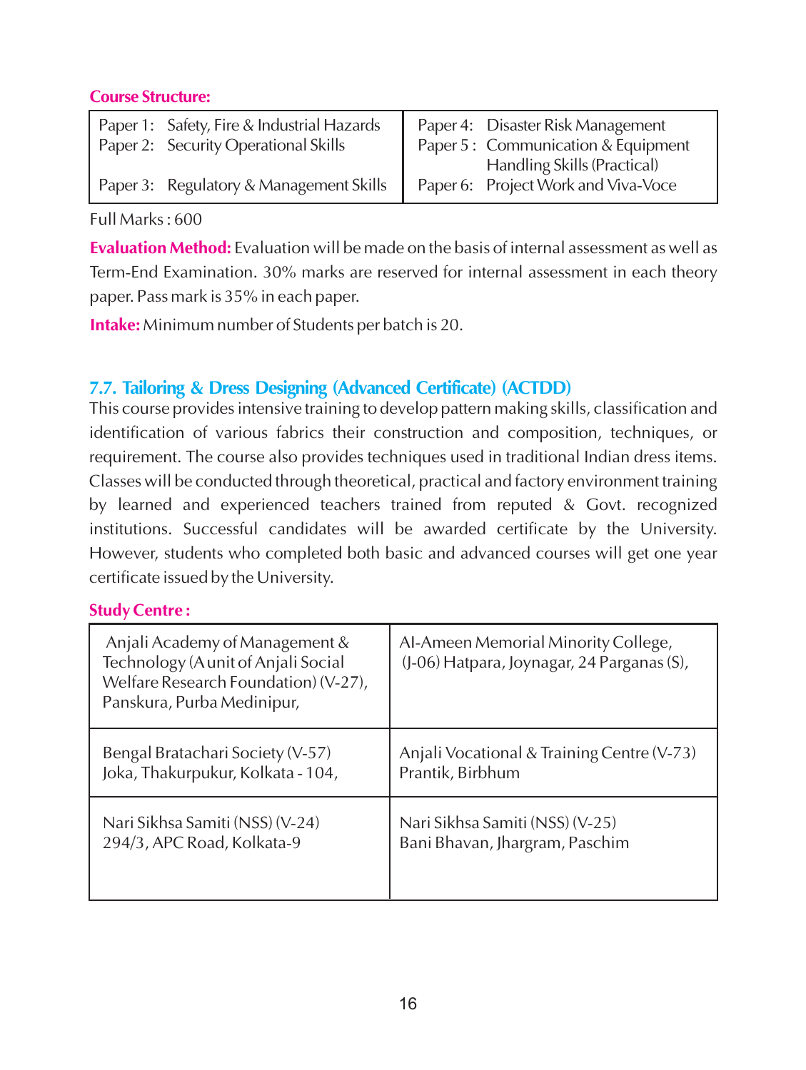**Course Structure:**

| | |
|---|---|
| Paper 1: Safety, Fire & Industrial Hazards | Paper 4: Disaster Risk Management |
| Paper 2: Security Operational Skills | Paper 5 : Communication & Equipment Handling Skills (Practical) |
| Paper 3: Regulatory & Management Skills | Paper 6: Project Work and Viva-Voce |

Full Marks : 600

**Evaluation Method:** Evaluation will be made on the basis of internal assessment as well as Term-End Examination. 30% marks are reserved for internal assessment in each theory paper. Pass mark is 35% in each paper.

**Intake:** Minimum number of Students per batch is 20.

### 7.7. Tailoring & Dress Designing (Advanced Certificate) (ACTDD)

This course provides intensive training to develop pattern making skills, classification and identification of various fabrics their construction and composition, techniques, or requirement. The course also provides techniques used in traditional Indian dress items. Classes will be conducted through theoretical, practical and factory environment training by learned and experienced teachers trained from reputed & Govt. recognized institutions. Successful candidates will be awarded certificate by the University. However, students who completed both basic and advanced courses will get one year certificate issued by the University.

**Study Centre :**

| | |
|---|---|
| Anjali Academy of Management & Technology (A unit of Anjali Social Welfare Research Foundation) (V-27), Panskura, Purba Medinipur, | Al-Ameen Memorial Minority College, (J-06) Hatpara, Joynagar, 24 Parganas (S), |
| Bengal Bratachari Society (V-57) Joka, Thakurpukur, Kolkata - 104, | Anjali Vocational & Training Centre (V-73) Prantik, Birbhum |
| Nari Sikhsa Samiti (NSS) (V-24) 294/3, APC Road, Kolkata-9 | Nari Sikhsa Samiti (NSS) (V-25) Bani Bhavan, Jhargram, Paschim |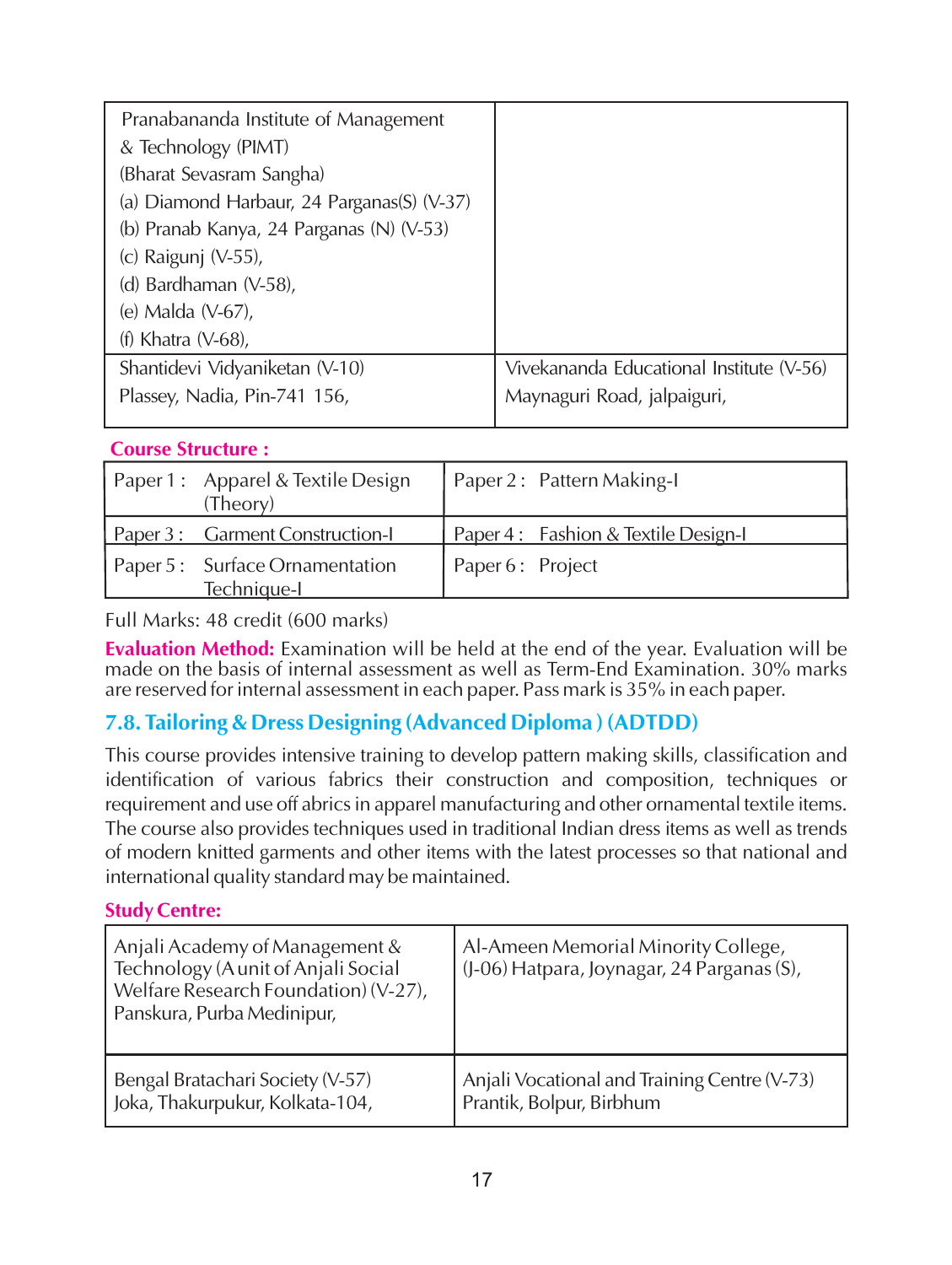| Pranabananda Institute of Management & Technology (PIMT) (Bharat Sevasram Sangha) (a) Diamond Harbaur, 24 Parganas(S) (V-37) (b) Pranab Kanya, 24 Parganas (N) (V-53) (c) Raigunj (V-55), (d) Bardhaman (V-58), (e) Malda (V-67), (f) Khatra (V-68), | |
|---|---|
| Shantidevi Vidyaniketan (V-10) Plassey, Nadia, Pin-741 156, | Vivekananda Educational Institute (V-56) Maynaguri Road, jalpaiguri, |

**Course Structure :**

| Paper 1 : Apparel & Textile Design (Theory) | Paper 2 : Pattern Making-I |
|---|---|
| Paper 3 : Garment Construction-I | Paper 4 : Fashion & Textile Design-I |
| Paper 5 : Surface Ornamentation Technique-I | Paper 6 : Project |

Full Marks: 48 credit (600 marks)

**Evaluation Method:** Examination will be held at the end of the year. Evaluation will be made on the basis of internal assessment as well as Term-End Examination. 30% marks are reserved for internal assessment in each paper. Pass mark is 35% in each paper.

## 7.8. Tailoring & Dress Designing (Advanced Diploma ) (ADTDD)

This course provides intensive training to develop pattern making skills, classification and identification of various fabrics their construction and composition, techniques or requirement and use off abrics in apparel manufacturing and other ornamental textile items. The course also provides techniques used in traditional Indian dress items as well as trends of modern knitted garments and other items with the latest processes so that national and international quality standard may be maintained.

**Study Centre:**

| Anjali Academy of Management & Technology (A unit of Anjali Social Welfare Research Foundation) (V-27), Panskura, Purba Medinipur, | Al-Ameen Memorial Minority College, (J-06) Hatpara, Joynagar, 24 Parganas (S), |
|---|---|
| Bengal Bratachari Society (V-57) Joka, Thakurpukur, Kolkata-104, | Anjali Vocational and Training Centre (V-73) Prantik, Bolpur, Birbhum |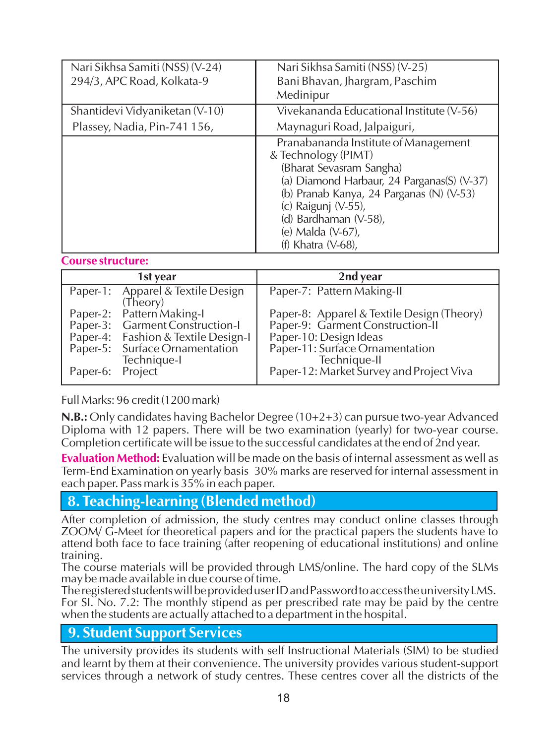| Nari Sikhsa Samiti (NSS) (V-24)<br>294/3, APC Road, Kolkata-9 | Nari Sikhsa Samiti (NSS) (V-25)<br>Bani Bhavan, Jhargram, Paschim Medinipur |
|---|---|
| Shantidevi Vidyaniketan (V-10)<br>Plassey, Nadia, Pin-741 156, | Vivekananda Educational Institute (V-56)<br>Maynaguri Road, Jalpaiguri, |
| | Pranabananda Institute of Management & Technology (PIMT)<br>(Bharat Sevasram Sangha)<br>(a) Diamond Harbaur, 24 Parganas(S) (V-37)<br>(b) Pranab Kanya, 24 Parganas (N) (V-53)<br>(c) Raigunj (V-55),<br>(d) Bardhaman (V-58),<br>(e) Malda (V-67),<br>(f) Khatra (V-68), |

**Course structure:**

| 1st year | 2nd year |
|---|---|
| Paper-1: Apparel & Textile Design (Theory) | Paper-7: Pattern Making-II |
| Paper-2: Pattern Making-I | Paper-8: Apparel & Textile Design (Theory) |
| Paper-3: Garment Construction-I | Paper-9: Garment Construction-II |
| Paper-4: Fashion & Textile Design-I | Paper-10: Design Ideas |
| Paper-5: Surface Ornamentation Technique-I | Paper-11: Surface Ornamentation Technique-II |
| Paper-6: Project | Paper-12: Market Survey and Project Viva |

Full Marks: 96 credit (1200 mark)

**N.B.:** Only candidates having Bachelor Degree (10+2+3) can pursue two-year Advanced Diploma with 12 papers. There will be two examination (yearly) for two-year course. Completion certificate will be issue to the successful candidates at the end of 2nd year.

**Evaluation Method:** Evaluation will be made on the basis of internal assessment as well as Term-End Examination on yearly basis 30% marks are reserved for internal assessment in each paper. Pass mark is 35% in each paper.

## 8. Teaching-learning (Blended method)

After completion of admission, the study centres may conduct online classes through ZOOM/ G-Meet for theoretical papers and for the practical papers the students have to attend both face to face training (after reopening of educational institutions) and online training.

The course materials will be provided through LMS/online. The hard copy of the SLMs may be made available in due course of time.

The registered students will be provided user ID and Password to access the university LMS.

For Sl. No. 7.2: The monthly stipend as per prescribed rate may be paid by the centre when the students are actually attached to a department in the hospital.

## 9. Student Support Services

The university provides its students with self Instructional Materials (SIM) to be studied and learnt by them at their convenience. The university provides various student-support services through a network of study centres. These centres cover all the districts of the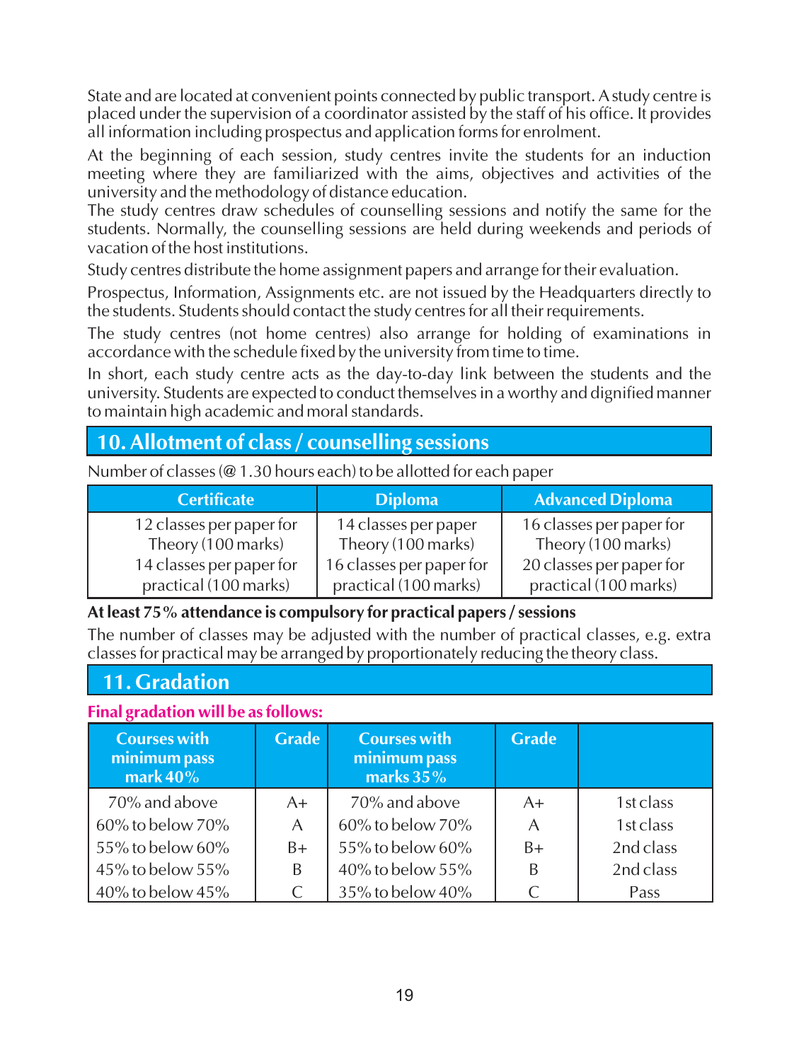State and are located at convenient points connected by public transport. A study centre is placed under the supervision of a coordinator assisted by the staff of his office. It provides all information including prospectus and application forms for enrolment.

At the beginning of each session, study centres invite the students for an induction meeting where they are familiarized with the aims, objectives and activities of the university and the methodology of distance education.

The study centres draw schedules of counselling sessions and notify the same for the students. Normally, the counselling sessions are held during weekends and periods of vacation of the host institutions.

Study centres distribute the home assignment papers and arrange for their evaluation.

Prospectus, Information, Assignments etc. are not issued by the Headquarters directly to the students. Students should contact the study centres for all their requirements.

The study centres (not home centres) also arrange for holding of examinations in accordance with the schedule fixed by the university from time to time.

In short, each study centre acts as the day-to-day link between the students and the university. Students are expected to conduct themselves in a worthy and dignified manner to maintain high academic and moral standards.

## 10. Allotment of class / counselling sessions

Number of classes (@ 1.30 hours each) to be allotted for each paper

| Certificate | Diploma | Advanced Diploma |
|---|---|---|
| 12 classes per paper for Theory (100 marks)<br>14 classes per paper for practical (100 marks) | 14 classes per paper Theory (100 marks)<br>16 classes per paper for practical (100 marks) | 16 classes per paper for Theory (100 marks)<br>20 classes per paper for practical (100 marks) |

**At least 75% attendance is compulsory for practical papers / sessions**

The number of classes may be adjusted with the number of practical classes, e.g. extra classes for practical may be arranged by proportionately reducing the theory class.

## 11. Gradation

**Final gradation will be as follows:**

| Courses with minimum pass mark 40% | Grade | Courses with minimum pass marks 35% | Grade | |
|---|---|---|---|---|
| 70% and above | A+ | 70% and above | A+ | 1st class |
| 60% to below 70% | A | 60% to below 70% | A | 1st class |
| 55% to below 60% | B+ | 55% to below 60% | B+ | 2nd class |
| 45% to below 55% | B | 40% to below 55% | B | 2nd class |
| 40% to below 45% | C | 35% to below 40% | C | Pass |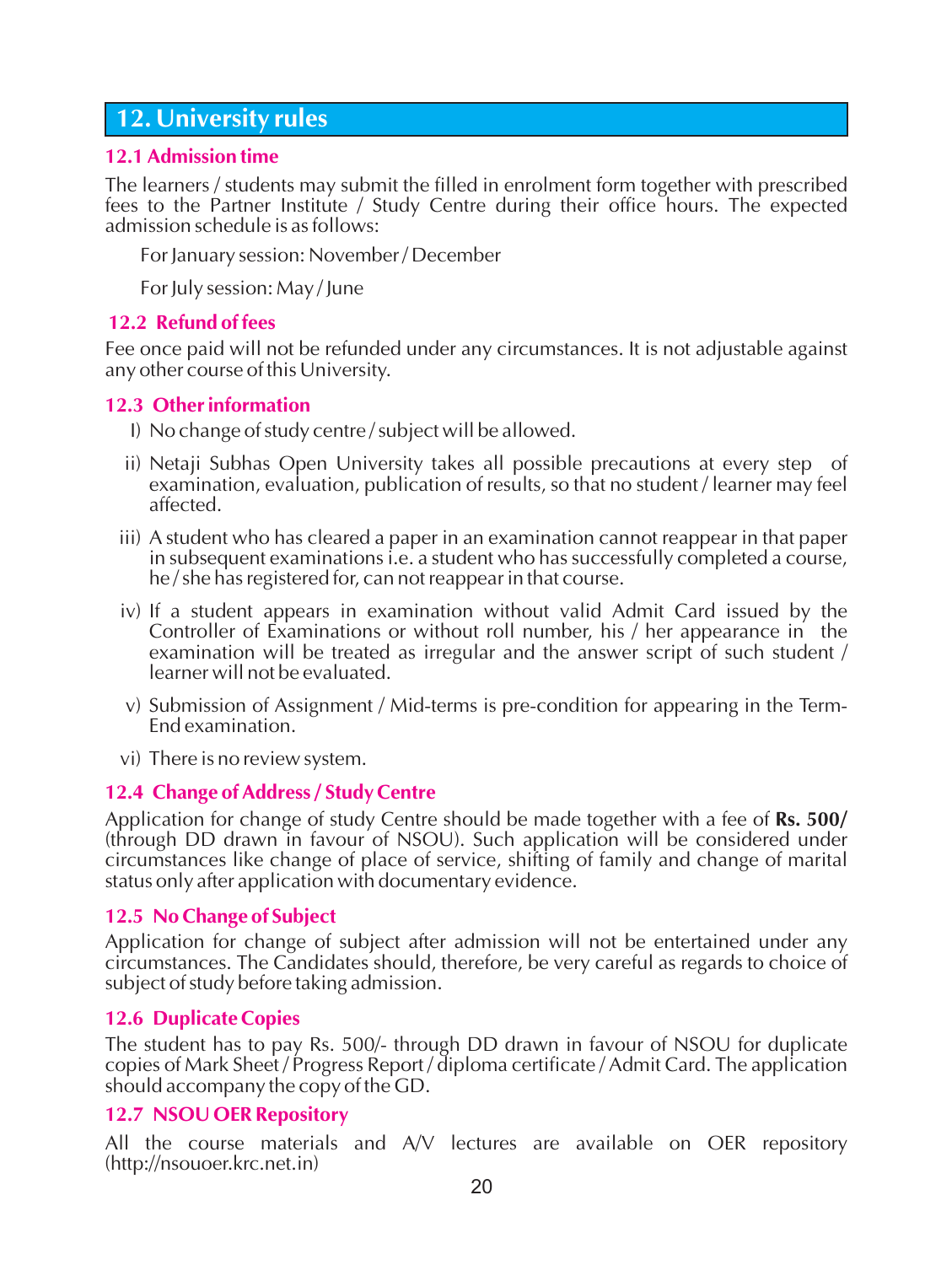## 12. University rules

### 12.1 Admission time

The learners / students may submit the filled in enrolment form together with prescribed fees to the Partner Institute / Study Centre during their office hours. The expected admission schedule is as follows:

For January session: November / December

For July session: May / June

### 12.2 Refund of fees

Fee once paid will not be refunded under any circumstances. It is not adjustable against any other course of this University.

### 12.3 Other information

I) No change of study centre / subject will be allowed.

ii) Netaji Subhas Open University takes all possible precautions at every step of examination, evaluation, publication of results, so that no student / learner may feel affected.

iii) A student who has cleared a paper in an examination cannot reappear in that paper in subsequent examinations i.e. a student who has successfully completed a course, he / she has registered for, can not reappear in that course.

iv) If a student appears in examination without valid Admit Card issued by the Controller of Examinations or without roll number, his / her appearance in the examination will be treated as irregular and the answer script of such student / learner will not be evaluated.

v) Submission of Assignment / Mid-terms is pre-condition for appearing in the Term-End examination.

vi) There is no review system.

### 12.4 Change of Address / Study Centre

Application for change of study Centre should be made together with a fee of **Rs. 500/** (through DD drawn in favour of NSOU). Such application will be considered under circumstances like change of place of service, shifting of family and change of marital status only after application with documentary evidence.

### 12.5 No Change of Subject

Application for change of subject after admission will not be entertained under any circumstances. The Candidates should, therefore, be very careful as regards to choice of subject of study before taking admission.

### 12.6 Duplicate Copies

The student has to pay Rs. 500/- through DD drawn in favour of NSOU for duplicate copies of Mark Sheet / Progress Report / diploma certificate / Admit Card. The application should accompany the copy of the GD.

### 12.7 NSOU OER Repository

All the course materials and A/V lectures are available on OER repository (http://nsouoer.krc.net.in)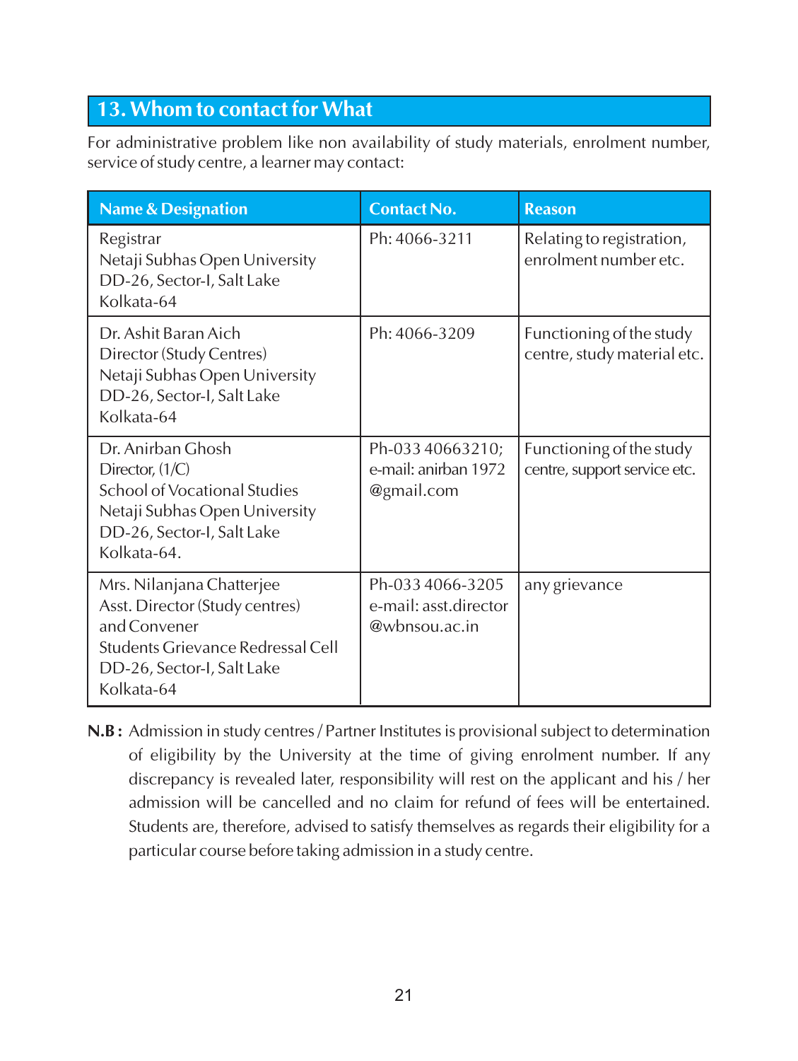## 13. Whom to contact for What

For administrative problem like non availability of study materials, enrolment number, service of study centre, a learner may contact:

| Name & Designation | Contact No. | Reason |
|---|---|---|
| Registrar<br>Netaji Subhas Open University<br>DD-26, Sector-I, Salt Lake<br>Kolkata-64 | Ph: 4066-3211 | Relating to registration, enrolment number etc. |
| Dr. Ashit Baran Aich<br>Director (Study Centres)<br>Netaji Subhas Open University<br>DD-26, Sector-I, Salt Lake<br>Kolkata-64 | Ph: 4066-3209 | Functioning of the study centre, study material etc. |
| Dr. Anirban Ghosh<br>Director, (1/C)<br>School of Vocational Studies<br>Netaji Subhas Open University<br>DD-26, Sector-I, Salt Lake<br>Kolkata-64. | Ph-033 40663210;<br>e-mail: anirban 1972 @gmail.com | Functioning of the study centre, support service etc. |
| Mrs. Nilanjana Chatterjee<br>Asst. Director (Study centres)<br>and Convener<br>Students Grievance Redressal Cell<br>DD-26, Sector-I, Salt Lake<br>Kolkata-64 | Ph-033 4066-3205<br>e-mail: asst.director @wbnsou.ac.in | any grievance |

**N.B :** Admission in study centres / Partner Institutes is provisional subject to determination of eligibility by the University at the time of giving enrolment number. If any discrepancy is revealed later, responsibility will rest on the applicant and his / her admission will be cancelled and no claim for refund of fees will be entertained. Students are, therefore, advised to satisfy themselves as regards their eligibility for a particular course before taking admission in a study centre.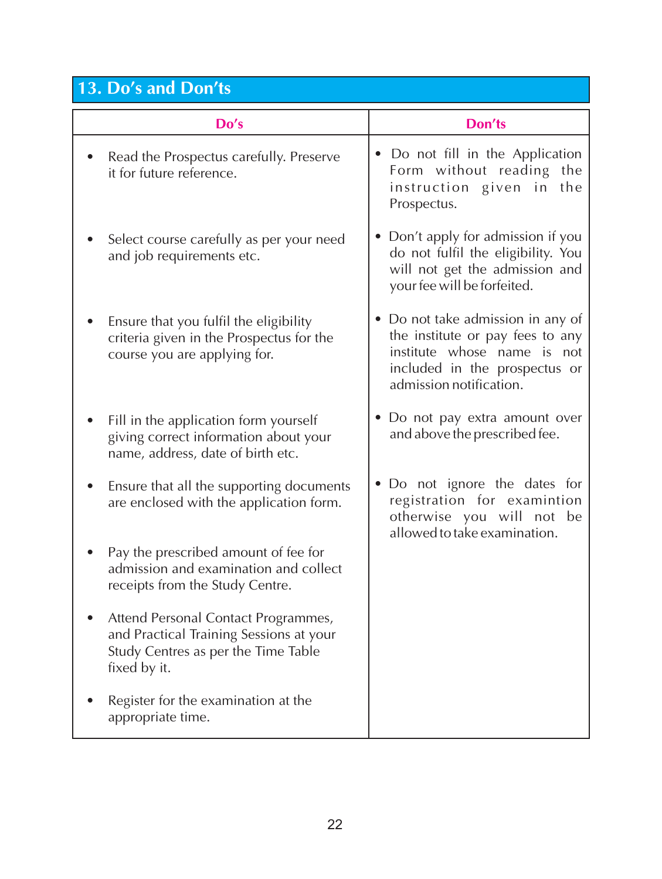## 13. Do's and Don'ts

| Do's | Don'ts |
|---|---|
| • Read the Prospectus carefully. Preserve it for future reference. | • Do not fill in the Application Form without reading the instruction given in the Prospectus. |
| • Select course carefully as per your need and job requirements etc. | • Don't apply for admission if you do not fulfil the eligibility. You will not get the admission and your fee will be forfeited. |
| • Ensure that you fulfil the eligibility criteria given in the Prospectus for the course you are applying for. | • Do not take admission in any of the institute or pay fees to any institute whose name is not included in the prospectus or admission notification. |
| • Fill in the application form yourself giving correct information about your name, address, date of birth etc. | • Do not pay extra amount over and above the prescribed fee. |
| • Ensure that all the supporting documents are enclosed with the application form. | • Do not ignore the dates for registration for examintion otherwise you will not be allowed to take examination. |
| • Pay the prescribed amount of fee for admission and examination and collect receipts from the Study Centre. | |
| • Attend Personal Contact Programmes, and Practical Training Sessions at your Study Centres as per the Time Table fixed by it. | |
| • Register for the examination at the appropriate time. | |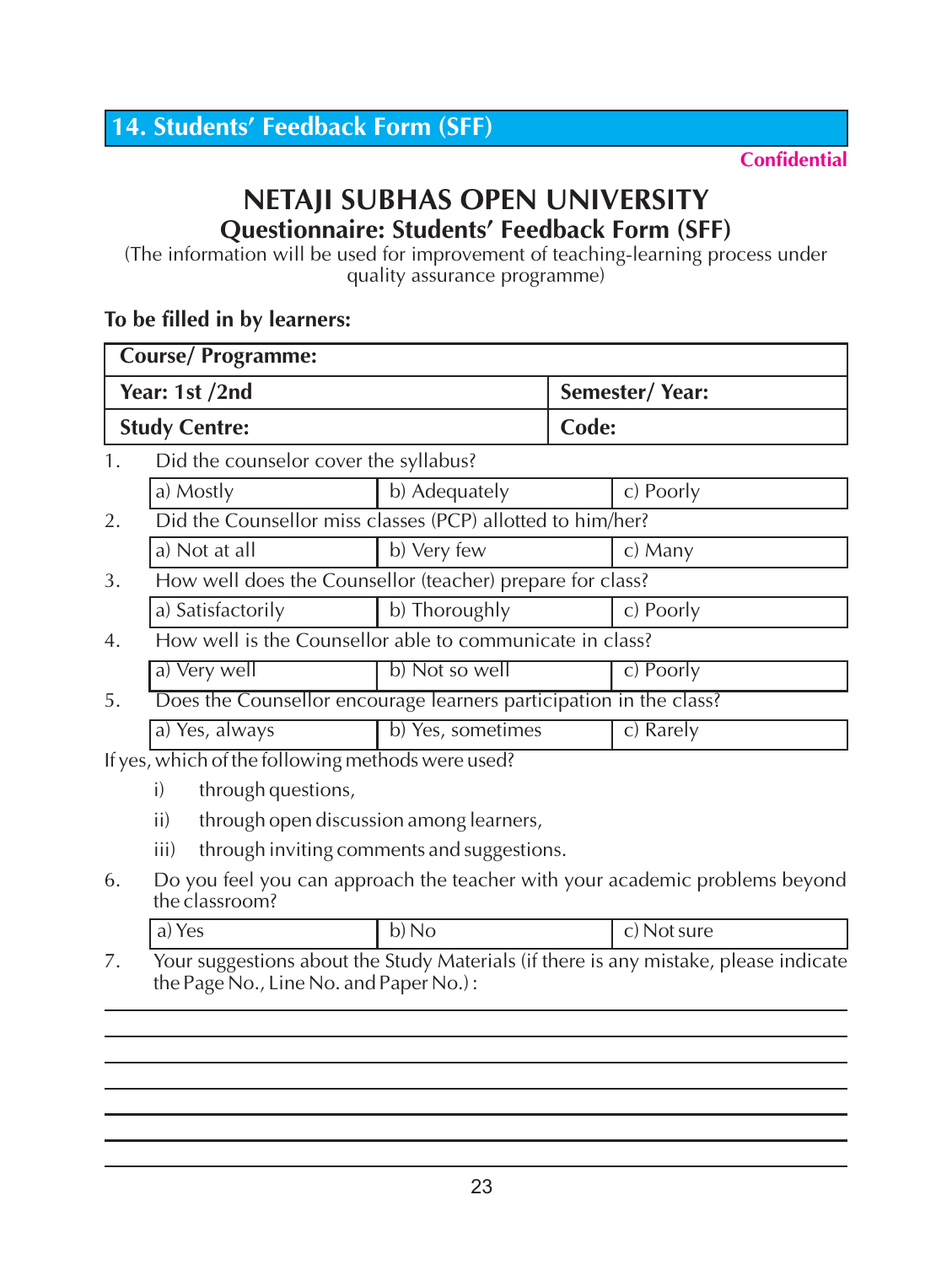## 14. Students' Feedback Form (SFF)

**Confidential**

# NETAJI SUBHAS OPEN UNIVERSITY

## Questionnaire: Students' Feedback Form (SFF)

(The information will be used for improvement of teaching-learning process under quality assurance programme)

**To be filled in by learners:**

| **Course/ Programme:** | |
|---|---|
| **Year: 1st /2nd** | **Semester/ Year:** |
| **Study Centre:** | **Code:** |

1. Did the counselor cover the syllabus?

| a) Mostly | b) Adequately | c) Poorly |
|---|---|---|

2. Did the Counsellor miss classes (PCP) allotted to him/her?

| a) Not at all | b) Very few | c) Many |
|---|---|---|

3. How well does the Counsellor (teacher) prepare for class?

| a) Satisfactorily | b) Thoroughly | c) Poorly |
|---|---|---|

4. How well is the Counsellor able to communicate in class?

| a) Very well | b) Not so well | c) Poorly |
|---|---|---|

5. Does the Counsellor encourage learners participation in the class?

| a) Yes, always | b) Yes, sometimes | c) Rarely |
|---|---|---|

If yes, which of the following methods were used?

i) through questions,

ii) through open discussion among learners,

iii) through inviting comments and suggestions.

6. Do you feel you can approach the teacher with your academic problems beyond the classroom?

| a) Yes | b) No | c) Not sure |
|---|---|---|

7. Your suggestions about the Study Materials (if there is any mistake, please indicate the Page No., Line No. and Paper No.) :

______________________________________________________________________

______________________________________________________________________

______________________________________________________________________

______________________________________________________________________

______________________________________________________________________

______________________________________________________________________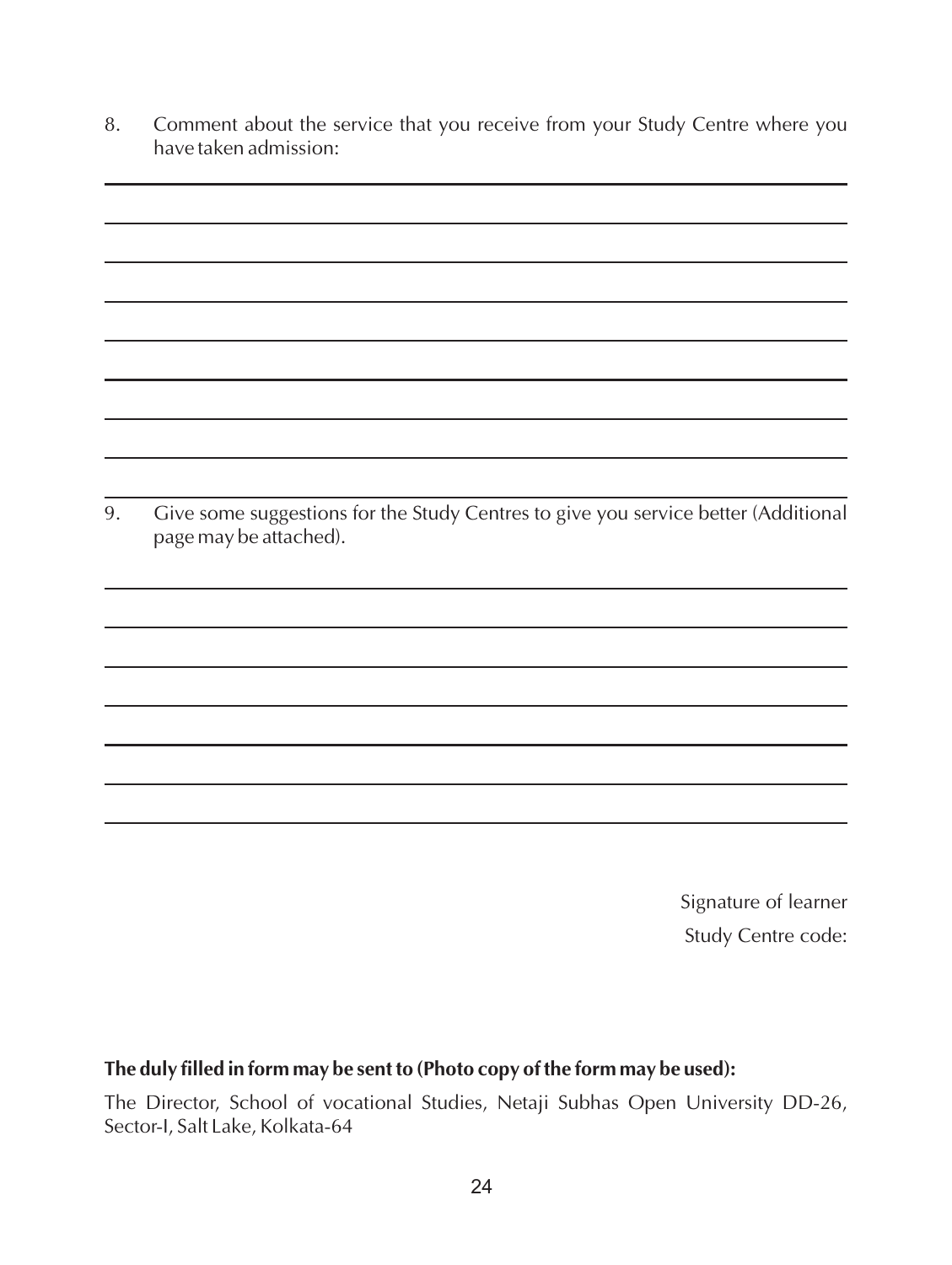8. Comment about the service that you receive from your Study Centre where you have taken admission:

___

___

___

___

___

___

___

___

9. Give some suggestions for the Study Centres to give you service better (Additional page may be attached).

___

___

___

___

___

___

___

Signature of learner

Study Centre code:

**The duly filled in form may be sent to (Photo copy of the form may be used):**

The Director, School of vocational Studies, Netaji Subhas Open University DD-26, Sector-I, Salt Lake, Kolkata-64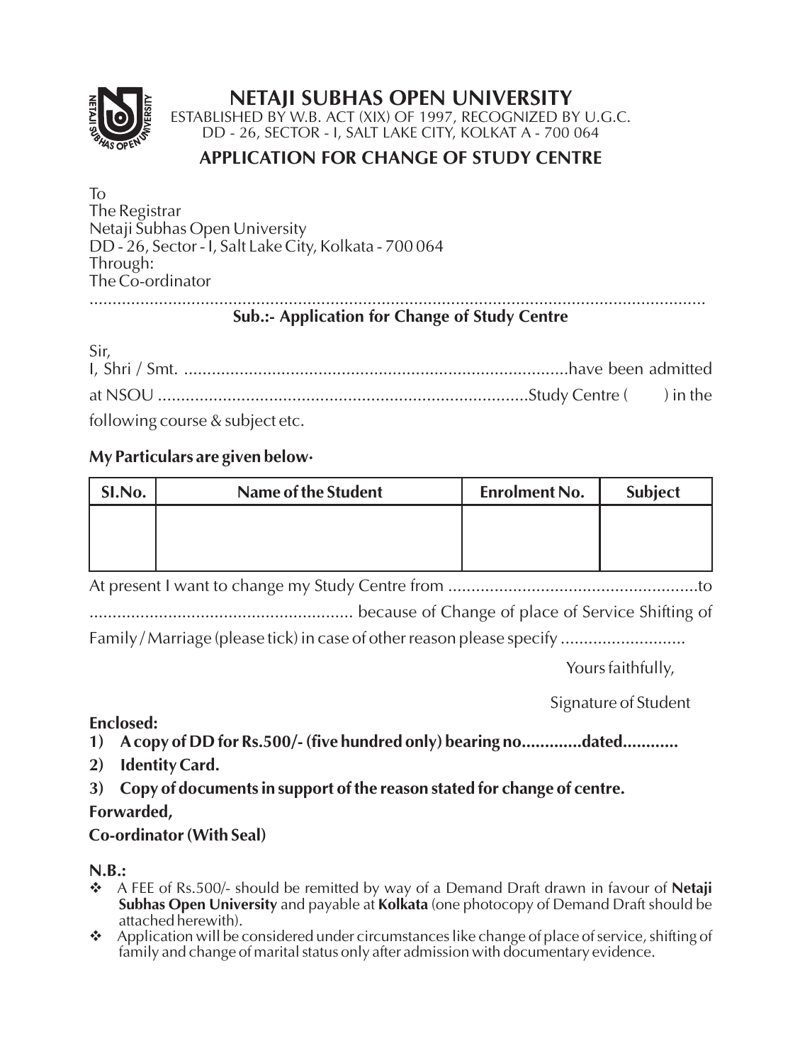# NETAJI SUBHAS OPEN UNIVERSITY

ESTABLISHED BY W.B. ACT (XIX) OF 1997, RECOGNIZED BY U.G.C.
DD - 26, SECTOR - I, SALT LAKE CITY, KOLKAT A - 700 064

## APPLICATION FOR CHANGE OF STUDY CENTRE

To
The Registrar
Netaji Subhas Open University
DD - 26, Sector - I, Salt Lake City, Kolkata - 700 064
Through:
The Co-ordinator
..........................................................................................................................................

**Sub.:- Application for Change of Study Centre**

Sir,
I, Shri / Smt. ..................................................................................have been admitted at NSOU ..............................................................................Study Centre (        ) in the following course & subject etc.

**My Particulars are given below·**

| Sl.No. | Name of the Student | Enrolment No. | Subject |
|---|---|---|---|
| | | | |

At present I want to change my Study Centre from ......................................................to ........................................................ because of Change of place of Service Shifting of Family / Marriage (please tick) in case of other reason please specify ..........................

Yours faithfully,

Signature of Student

**Enclosed:**

1) **A copy of DD for Rs.500/- (five hundred only) bearing no.............dated............**
2) **Identity Card.**
3) **Copy of documents in support of the reason stated for change of centre.**

**Forwarded,**

**Co-ordinator (With Seal)**

**N.B.:**

- A FEE of Rs.500/- should be remitted by way of a Demand Draft drawn in favour of **Netaji Subhas Open University** and payable at **Kolkata** (one photocopy of Demand Draft should be attached herewith).
- Application will be considered under circumstances like change of place of service, shifting of family and change of marital status only after admission with documentary evidence.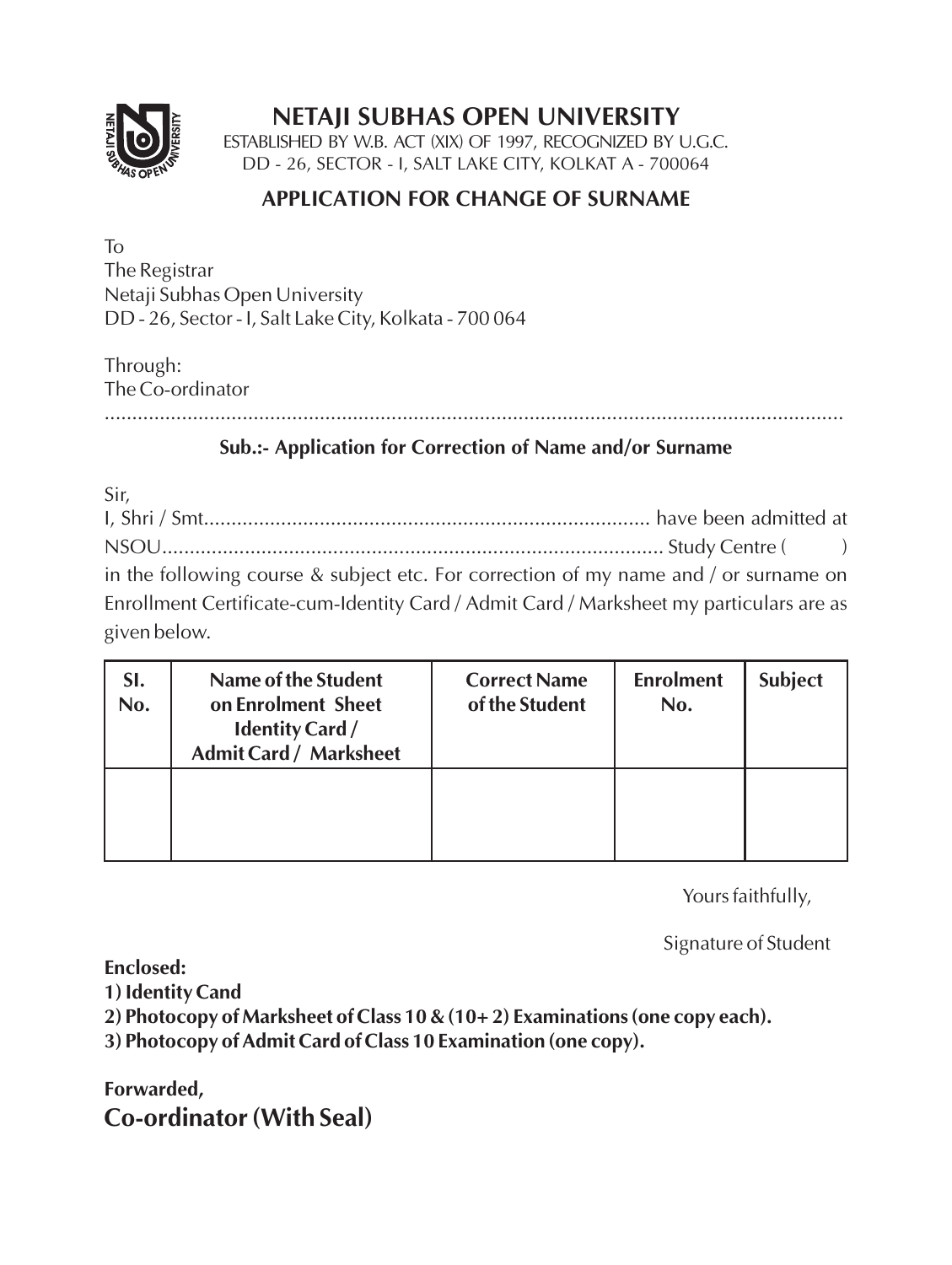# NETAJI SUBHAS OPEN UNIVERSITY

ESTABLISHED BY W.B. ACT (XIX) OF 1997, RECOGNIZED BY U.G.C.
DD - 26, SECTOR - I, SALT LAKE CITY, KOLKAT A - 700064

## APPLICATION FOR CHANGE OF SURNAME

To
The Registrar
Netaji Subhas Open University
DD - 26, Sector - I, Salt Lake City, Kolkata - 700 064

Through:
The Co-ordinator
..........................................................................................................................

**Sub.:- Application for Correction of Name and/or Surname**

Sir,
I, Shri / Smt................................................................................ have been admitted at NSOU.......................................................................................... Study Centre ( ) in the following course & subject etc. For correction of my name and / or surname on Enrollment Certificate-cum-Identity Card / Admit Card / Marksheet my particulars are as given below.

| Sl. No. | Name of the Student on Enrolment Sheet Identity Card / Admit Card / Marksheet | Correct Name of the Student | Enrolment No. | Subject |
|---|---|---|---|---|
| | | | | |

Yours faithfully,

Signature of Student

**Enclosed:**
**1) Identity Cand**
**2) Photocopy of Marksheet of Class 10 & (10+ 2) Examinations (one copy each).**
**3) Photocopy of Admit Card of Class 10 Examination (one copy).**

**Forwarded,**
**Co-ordinator (With Seal)**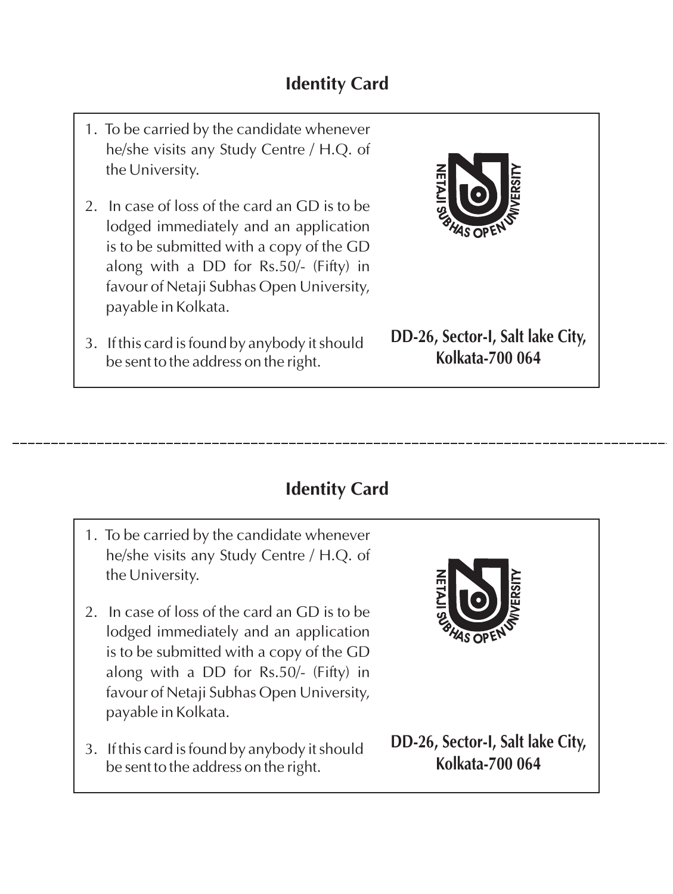## Identity Card

1. To be carried by the candidate whenever he/she visits any Study Centre / H.Q. of the University.

2. In case of loss of the card an GD is to be lodged immediately and an application is to be submitted with a copy of the GD along with a DD for Rs.50/- (Fifty) in favour of Netaji Subhas Open University, payable in Kolkata.

3. If this card is found by anybody it should be sent to the address on the right.

NETAJI SUBHAS OPEN UNIVERSITY

**DD-26, Sector-I, Salt lake City, Kolkata-700 064**

---

## Identity Card

1. To be carried by the candidate whenever he/she visits any Study Centre / H.Q. of the University.

2. In case of loss of the card an GD is to be lodged immediately and an application is to be submitted with a copy of the GD along with a DD for Rs.50/- (Fifty) in favour of Netaji Subhas Open University, payable in Kolkata.

3. If this card is found by anybody it should be sent to the address on the right.

NETAJI SUBHAS OPEN UNIVERSITY

**DD-26, Sector-I, Salt lake City, Kolkata-700 064**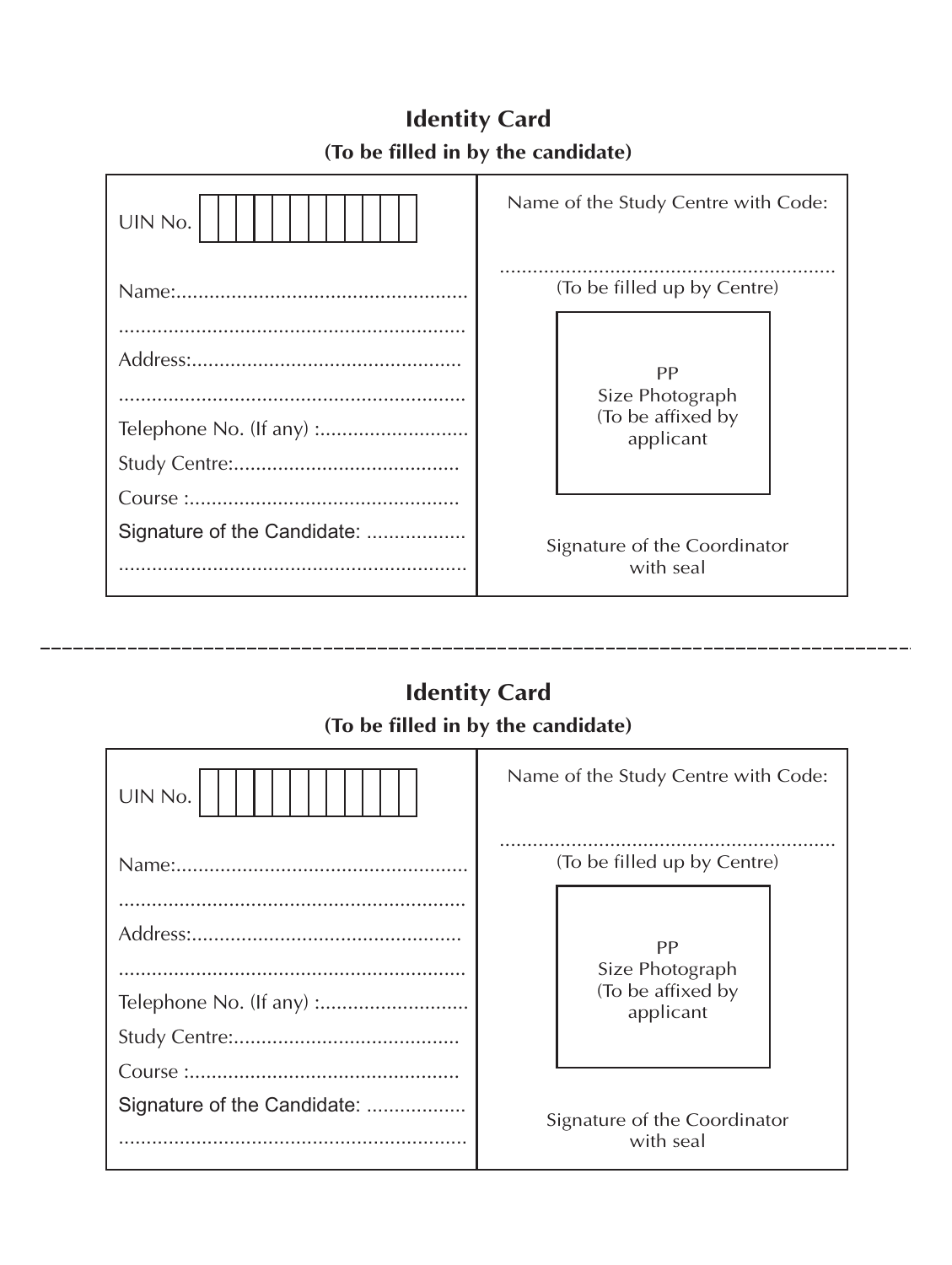## Identity Card

**(To be filled in by the candidate)**

| | |
|---|---|
| UIN No. [ ][ ][ ][ ][ ][ ][ ][ ][ ][ ][ ][ ] | Name of the Study Centre with Code: |
| Name:..................................................... | ............................................................ |
| ............................................................... | (To be filled up by Centre) |
| Address:................................................. | PP Size Photograph (To be affixed by applicant |
| ............................................................... | |
| Telephone No. (If any) :........................... | |
| Study Centre:......................................... | |
| Course :................................................. | |
| Signature of the Candidate: .................. | Signature of the Coordinator with seal |
| ............................................................... | |

---

## Identity Card

**(To be filled in by the candidate)**

| | |
|---|---|
| UIN No. [ ][ ][ ][ ][ ][ ][ ][ ][ ][ ][ ][ ] | Name of the Study Centre with Code: |
| Name:..................................................... | ............................................................ |
| ............................................................... | (To be filled up by Centre) |
| Address:................................................. | PP Size Photograph (To be affixed by applicant |
| ............................................................... | |
| Telephone No. (If any) :........................... | |
| Study Centre:......................................... | |
| Course :................................................. | |
| Signature of the Candidate: .................. | Signature of the Coordinator with seal |
| ............................................................... | |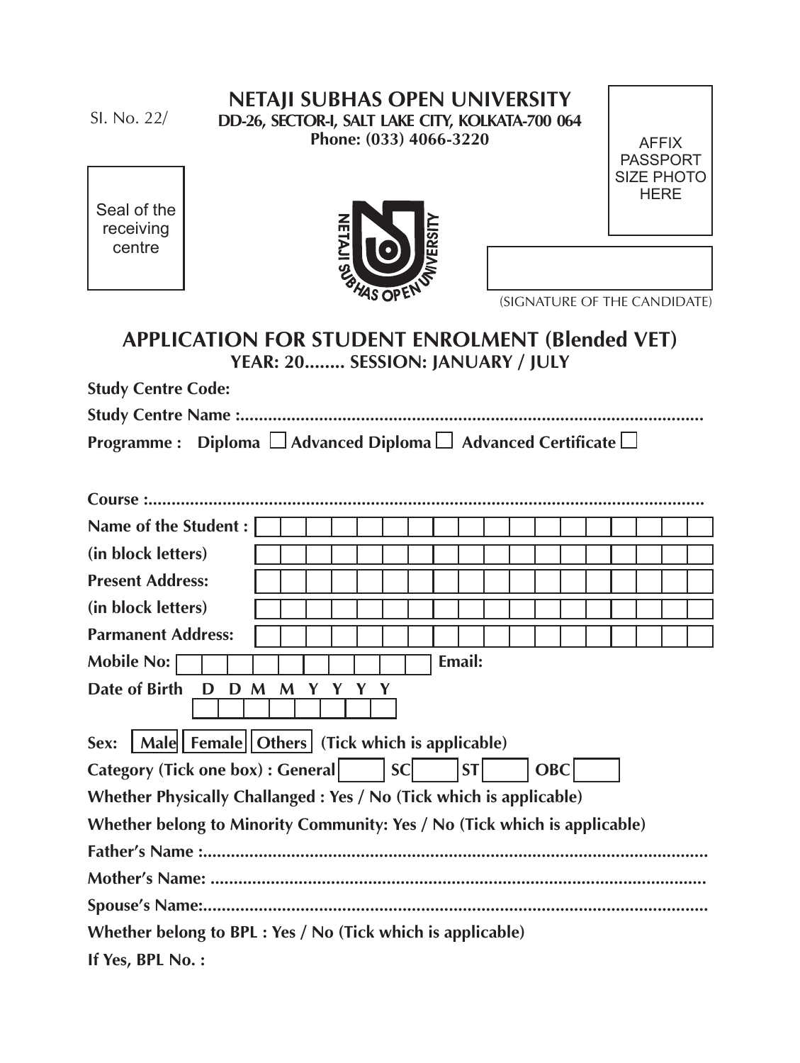Sl. No. 22/

# NETAJI SUBHAS OPEN UNIVERSITY

**DD-26, SECTOR-I, SALT LAKE CITY, KOLKATA-700 064**
**Phone: (033) 4066-3220**

Seal of the receiving centre

AFFIX PASSPORT SIZE PHOTO HERE

(SIGNATURE OF THE CANDIDATE)

## APPLICATION FOR STUDENT ENROLMENT (Blended VET)

**YEAR: 20........ SESSION: JANUARY / JULY**

**Study Centre Code:**

**Study Centre Name :....................................................................................................**

**Programme : Diploma ☐ Advanced Diploma ☐ Advanced Certificate ☐**

**Course :.........................................................................................................................**

**Name of the Student :**

**(in block letters)**

**Present Address:**

**(in block letters)**

**Parmanent Address:**

**Mobile No:** **Email:**

**Date of Birth D D M M Y Y Y Y**

**Sex: Male Female Others (Tick which is applicable)**

**Category (Tick one box) : General SC ST OBC**

**Whether Physically Challanged : Yes / No (Tick which is applicable)**

**Whether belong to Minority Community: Yes / No (Tick which is applicable)**

**Father's Name :.............................................................................................................**

**Mother's Name: ...........................................................................................................**

**Spouse's Name:............................................................................................................**

**Whether belong to BPL : Yes / No (Tick which is applicable)**

**If Yes, BPL No. :**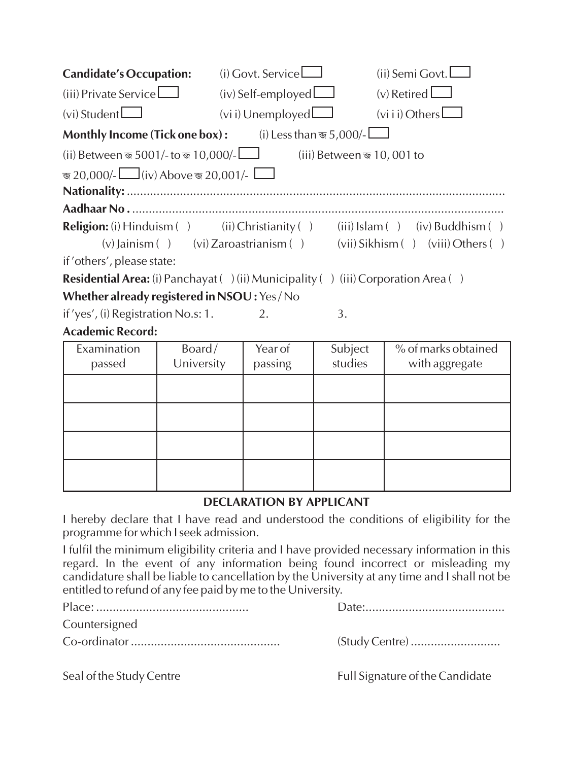**Candidate's Occupation:** (i) Govt. Service ☐ (ii) Semi Govt. ☐

(iii) Private Service ☐ (iv) Self-employed ☐ (v) Retired ☐

(vi) Student ☐ (vi i) Unemployed ☐ (vi i i) Others ☐

**Monthly Income (Tick one box) :** (i) Less than ₹ 5,000/- ☐

(ii) Between ₹ 5001/- to ₹ 10,000/- ☐ (iii) Between ₹ 10, 001 to ₹ 20,000/- ☐ (iv) Above ₹ 20,001/- ☐

**Nationality:** .................................................................................................................

**Aadhaar No .** ..............................................................................................................

**Religion:** (i) Hinduism ( ) (ii) Christianity ( ) (iii) Islam ( ) (iv) Buddhism ( ) (v) Jainism ( ) (vi) Zaroastrianism ( ) (vii) Sikhism ( ) (viii) Others ( )

if 'others', please state:

**Residential Area:** (i) Panchayat ( ) (ii) Municipality ( ) (iii) Corporation Area ( )

**Whether already registered in NSOU :** Yes / No

if 'yes', (i) Registration No.s: 1. 2. 3.

**Academic Record:**

| Examination passed | Board/ University | Year of passing | Subject studies | % of marks obtained with aggregate |
|---|---|---|---|---|
| | | | | |
| | | | | |
| | | | | |
| | | | | |

## DECLARATION BY APPLICANT

I hereby declare that I have read and understood the conditions of eligibility for the programme for which I seek admission.

I fulfil the minimum eligibility criteria and I have provided necessary information in this regard. In the event of any information being found incorrect or misleading my candidature shall be liable to cancellation by the University at any time and I shall not be entitled to refund of any fee paid by me to the University.

Place: ............................................. Date:..........................................

Countersigned

Co-ordinator ............................................ (Study Centre) ..........................

Seal of the Study Centre Full Signature of the Candidate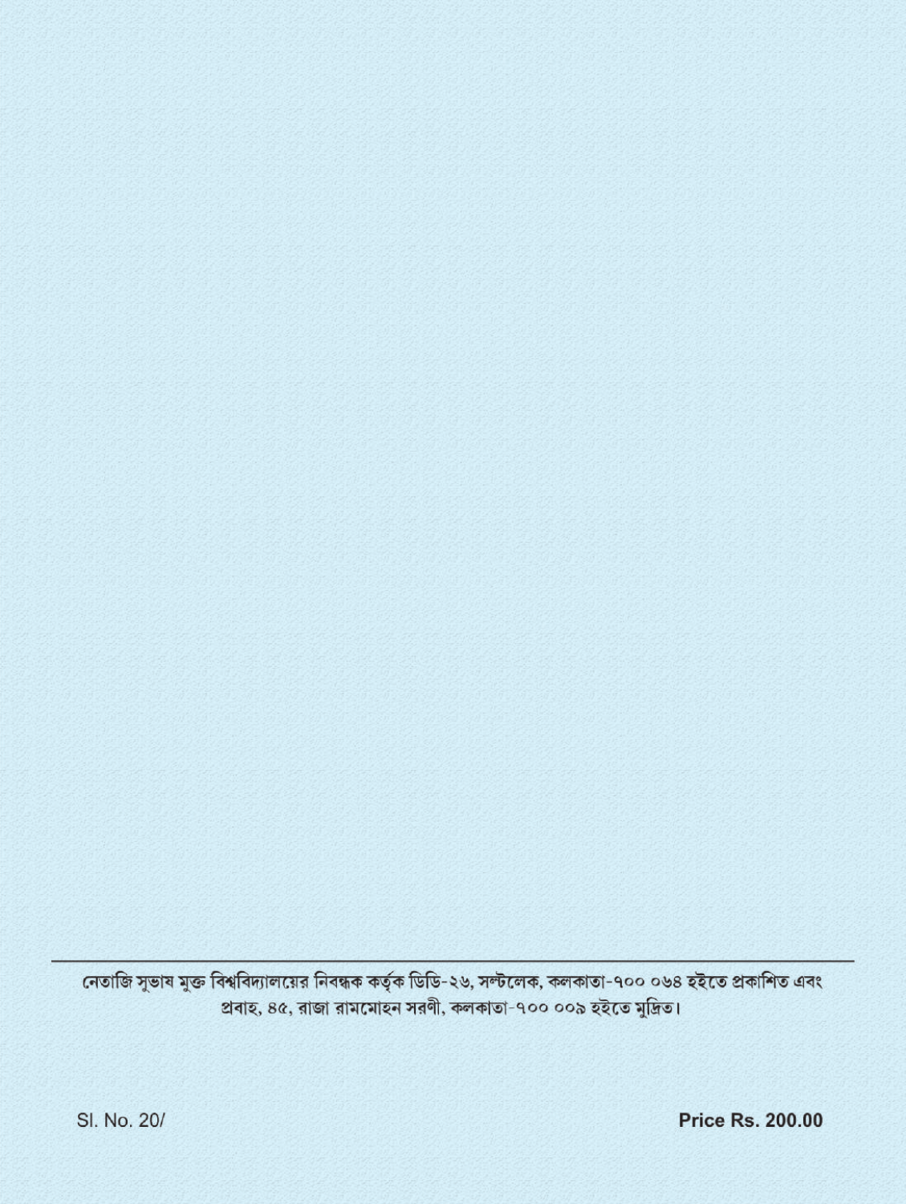---

নেতাজি সুভাষ মুক্ত বিশ্ববিদ্যালয়ের নিবন্ধক কর্তৃক ডিডি-২৬, সল্টলেক, কলকাতা-৭০০ ০৬৪ হইতে প্রকাশিত এবং প্রবাহ, ৪৫, রাজা রামমোহন সরণী, কলকাতা-৭০০ ০০৯ হইতে মুদ্রিত।

Sl. No. 20/

**Price Rs. 200.00**